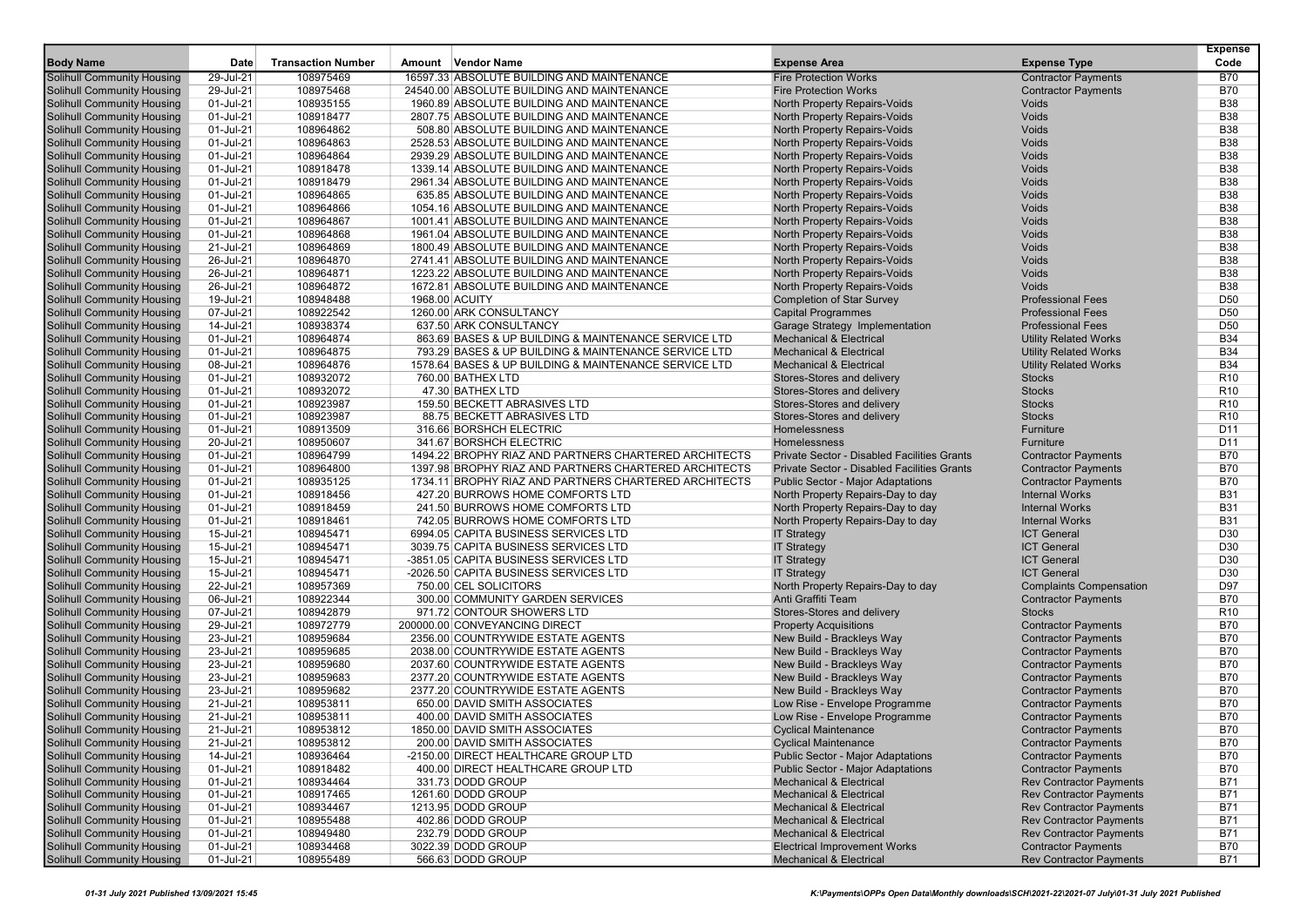| Body Name | Date | Transaction Number | Amount | Vendor Name | Expense Area | Expense Type | Expense Code |
|---|---|---|---|---|---|---|---|
| Solihull Community Housing | 29-Jul-21 | 108975469 | 16597.33 | ABSOLUTE BUILDING AND MAINTENANCE | Fire Protection Works | Contractor Payments | B70 |
| Solihull Community Housing | 29-Jul-21 | 108975468 | 24540.00 | ABSOLUTE BUILDING AND MAINTENANCE | Fire Protection Works | Contractor Payments | B70 |
| Solihull Community Housing | 01-Jul-21 | 108935155 | 1960.89 | ABSOLUTE BUILDING AND MAINTENANCE | North Property Repairs-Voids | Voids | B38 |
| Solihull Community Housing | 01-Jul-21 | 108918477 | 2807.75 | ABSOLUTE BUILDING AND MAINTENANCE | North Property Repairs-Voids | Voids | B38 |
| Solihull Community Housing | 01-Jul-21 | 108964862 | 508.80 | ABSOLUTE BUILDING AND MAINTENANCE | North Property Repairs-Voids | Voids | B38 |
| Solihull Community Housing | 01-Jul-21 | 108964863 | 2528.53 | ABSOLUTE BUILDING AND MAINTENANCE | North Property Repairs-Voids | Voids | B38 |
| Solihull Community Housing | 01-Jul-21 | 108964864 | 2939.29 | ABSOLUTE BUILDING AND MAINTENANCE | North Property Repairs-Voids | Voids | B38 |
| Solihull Community Housing | 01-Jul-21 | 108918478 | 1339.14 | ABSOLUTE BUILDING AND MAINTENANCE | North Property Repairs-Voids | Voids | B38 |
| Solihull Community Housing | 01-Jul-21 | 108918479 | 2961.34 | ABSOLUTE BUILDING AND MAINTENANCE | North Property Repairs-Voids | Voids | B38 |
| Solihull Community Housing | 01-Jul-21 | 108964865 | 635.85 | ABSOLUTE BUILDING AND MAINTENANCE | North Property Repairs-Voids | Voids | B38 |
| Solihull Community Housing | 01-Jul-21 | 108964866 | 1054.16 | ABSOLUTE BUILDING AND MAINTENANCE | North Property Repairs-Voids | Voids | B38 |
| Solihull Community Housing | 01-Jul-21 | 108964867 | 1001.41 | ABSOLUTE BUILDING AND MAINTENANCE | North Property Repairs-Voids | Voids | B38 |
| Solihull Community Housing | 01-Jul-21 | 108964868 | 1961.04 | ABSOLUTE BUILDING AND MAINTENANCE | North Property Repairs-Voids | Voids | B38 |
| Solihull Community Housing | 21-Jul-21 | 108964869 | 1800.49 | ABSOLUTE BUILDING AND MAINTENANCE | North Property Repairs-Voids | Voids | B38 |
| Solihull Community Housing | 26-Jul-21 | 108964870 | 2741.41 | ABSOLUTE BUILDING AND MAINTENANCE | North Property Repairs-Voids | Voids | B38 |
| Solihull Community Housing | 26-Jul-21 | 108964871 | 1223.22 | ABSOLUTE BUILDING AND MAINTENANCE | North Property Repairs-Voids | Voids | B38 |
| Solihull Community Housing | 26-Jul-21 | 108964872 | 1672.81 | ABSOLUTE BUILDING AND MAINTENANCE | North Property Repairs-Voids | Voids | B38 |
| Solihull Community Housing | 19-Jul-21 | 108948488 | 1968.00 | ACUITY | Completion of Star Survey | Professional Fees | D50 |
| Solihull Community Housing | 07-Jul-21 | 108922542 | 1260.00 | ARK CONSULTANCY | Capital Programmes | Professional Fees | D50 |
| Solihull Community Housing | 14-Jul-21 | 108938374 | 637.50 | ARK CONSULTANCY | Garage Strategy Implementation | Professional Fees | D50 |
| Solihull Community Housing | 01-Jul-21 | 108964874 | 863.69 | BASES & UP BUILDING & MAINTENANCE SERVICE LTD | Mechanical & Electrical | Utility Related Works | B34 |
| Solihull Community Housing | 01-Jul-21 | 108964875 | 793.29 | BASES & UP BUILDING & MAINTENANCE SERVICE LTD | Mechanical & Electrical | Utility Related Works | B34 |
| Solihull Community Housing | 08-Jul-21 | 108964876 | 1578.64 | BASES & UP BUILDING & MAINTENANCE SERVICE LTD | Mechanical & Electrical | Utility Related Works | B34 |
| Solihull Community Housing | 01-Jul-21 | 108932072 | 760.00 | BATHEX LTD | Stores-Stores and delivery | Stocks | R10 |
| Solihull Community Housing | 01-Jul-21 | 108932072 | 47.30 | BATHEX LTD | Stores-Stores and delivery | Stocks | R10 |
| Solihull Community Housing | 01-Jul-21 | 108923987 | 159.50 | BECKETT ABRASIVES LTD | Stores-Stores and delivery | Stocks | R10 |
| Solihull Community Housing | 01-Jul-21 | 108923987 | 88.75 | BECKETT ABRASIVES LTD | Stores-Stores and delivery | Stocks | R10 |
| Solihull Community Housing | 01-Jul-21 | 108913509 | 316.66 | BORSHCH ELECTRIC | Homelessness | Furniture | D11 |
| Solihull Community Housing | 20-Jul-21 | 108950607 | 341.67 | BORSHCH ELECTRIC | Homelessness | Furniture | D11 |
| Solihull Community Housing | 01-Jul-21 | 108964799 | 1494.22 | BROPHY RIAZ AND PARTNERS CHARTERED ARCHITECTS | Private Sector - Disabled Facilities Grants | Contractor Payments | B70 |
| Solihull Community Housing | 01-Jul-21 | 108964800 | 1397.98 | BROPHY RIAZ AND PARTNERS CHARTERED ARCHITECTS | Private Sector - Disabled Facilities Grants | Contractor Payments | B70 |
| Solihull Community Housing | 01-Jul-21 | 108935125 | 1734.11 | BROPHY RIAZ AND PARTNERS CHARTERED ARCHITECTS | Public Sector - Major Adaptations | Contractor Payments | B70 |
| Solihull Community Housing | 01-Jul-21 | 108918456 | 427.20 | BURROWS HOME COMFORTS LTD | North Property Repairs-Day to day | Internal Works | B31 |
| Solihull Community Housing | 01-Jul-21 | 108918459 | 241.50 | BURROWS HOME COMFORTS LTD | North Property Repairs-Day to day | Internal Works | B31 |
| Solihull Community Housing | 01-Jul-21 | 108918461 | 742.05 | BURROWS HOME COMFORTS LTD | North Property Repairs-Day to day | Internal Works | B31 |
| Solihull Community Housing | 15-Jul-21 | 108945471 | 6994.05 | CAPITA BUSINESS SERVICES LTD | IT Strategy | ICT General | D30 |
| Solihull Community Housing | 15-Jul-21 | 108945471 | 3039.75 | CAPITA BUSINESS SERVICES LTD | IT Strategy | ICT General | D30 |
| Solihull Community Housing | 15-Jul-21 | 108945471 | -3851.05 | CAPITA BUSINESS SERVICES LTD | IT Strategy | ICT General | D30 |
| Solihull Community Housing | 15-Jul-21 | 108945471 | -2026.50 | CAPITA BUSINESS SERVICES LTD | IT Strategy | ICT General | D30 |
| Solihull Community Housing | 22-Jul-21 | 108957369 | 750.00 | CEL SOLICITORS | North Property Repairs-Day to day | Complaints Compensation | D97 |
| Solihull Community Housing | 06-Jul-21 | 108922344 | 300.00 | COMMUNITY GARDEN SERVICES | Anti Graffiti Team | Contractor Payments | B70 |
| Solihull Community Housing | 07-Jul-21 | 108942879 | 971.72 | CONTOUR SHOWERS LTD | Stores-Stores and delivery | Stocks | R10 |
| Solihull Community Housing | 29-Jul-21 | 108972779 | 200000.00 | CONVEYANCING DIRECT | Property Acquisitions | Contractor Payments | B70 |
| Solihull Community Housing | 23-Jul-21 | 108959684 | 2356.00 | COUNTRYWIDE ESTATE AGENTS | New Build - Brackleys Way | Contractor Payments | B70 |
| Solihull Community Housing | 23-Jul-21 | 108959685 | 2038.00 | COUNTRYWIDE ESTATE AGENTS | New Build - Brackleys Way | Contractor Payments | B70 |
| Solihull Community Housing | 23-Jul-21 | 108959680 | 2037.60 | COUNTRYWIDE ESTATE AGENTS | New Build - Brackleys Way | Contractor Payments | B70 |
| Solihull Community Housing | 23-Jul-21 | 108959683 | 2377.20 | COUNTRYWIDE ESTATE AGENTS | New Build - Brackleys Way | Contractor Payments | B70 |
| Solihull Community Housing | 23-Jul-21 | 108959682 | 2377.20 | COUNTRYWIDE ESTATE AGENTS | New Build - Brackleys Way | Contractor Payments | B70 |
| Solihull Community Housing | 21-Jul-21 | 108953811 | 650.00 | DAVID SMITH ASSOCIATES | Low Rise - Envelope Programme | Contractor Payments | B70 |
| Solihull Community Housing | 21-Jul-21 | 108953811 | 400.00 | DAVID SMITH ASSOCIATES | Low Rise - Envelope Programme | Contractor Payments | B70 |
| Solihull Community Housing | 21-Jul-21 | 108953812 | 1850.00 | DAVID SMITH ASSOCIATES | Cyclical Maintenance | Contractor Payments | B70 |
| Solihull Community Housing | 21-Jul-21 | 108953812 | 200.00 | DAVID SMITH ASSOCIATES | Cyclical Maintenance | Contractor Payments | B70 |
| Solihull Community Housing | 14-Jul-21 | 108936464 | -2150.00 | DIRECT HEALTHCARE GROUP LTD | Public Sector - Major Adaptations | Contractor Payments | B70 |
| Solihull Community Housing | 01-Jul-21 | 108918482 | 400.00 | DIRECT HEALTHCARE GROUP LTD | Public Sector - Major Adaptations | Contractor Payments | B70 |
| Solihull Community Housing | 01-Jul-21 | 108934464 | 331.73 | DODD GROUP | Mechanical & Electrical | Rev Contractor Payments | B71 |
| Solihull Community Housing | 01-Jul-21 | 108917465 | 1261.60 | DODD GROUP | Mechanical & Electrical | Rev Contractor Payments | B71 |
| Solihull Community Housing | 01-Jul-21 | 108934467 | 1213.95 | DODD GROUP | Mechanical & Electrical | Rev Contractor Payments | B71 |
| Solihull Community Housing | 01-Jul-21 | 108955488 | 402.86 | DODD GROUP | Mechanical & Electrical | Rev Contractor Payments | B71 |
| Solihull Community Housing | 01-Jul-21 | 108949480 | 232.79 | DODD GROUP | Mechanical & Electrical | Rev Contractor Payments | B71 |
| Solihull Community Housing | 01-Jul-21 | 108934468 | 3022.39 | DODD GROUP | Electrical Improvement Works | Contractor Payments | B70 |
| Solihull Community Housing | 01-Jul-21 | 108955489 | 566.63 | DODD GROUP | Mechanical & Electrical | Rev Contractor Payments | B71 |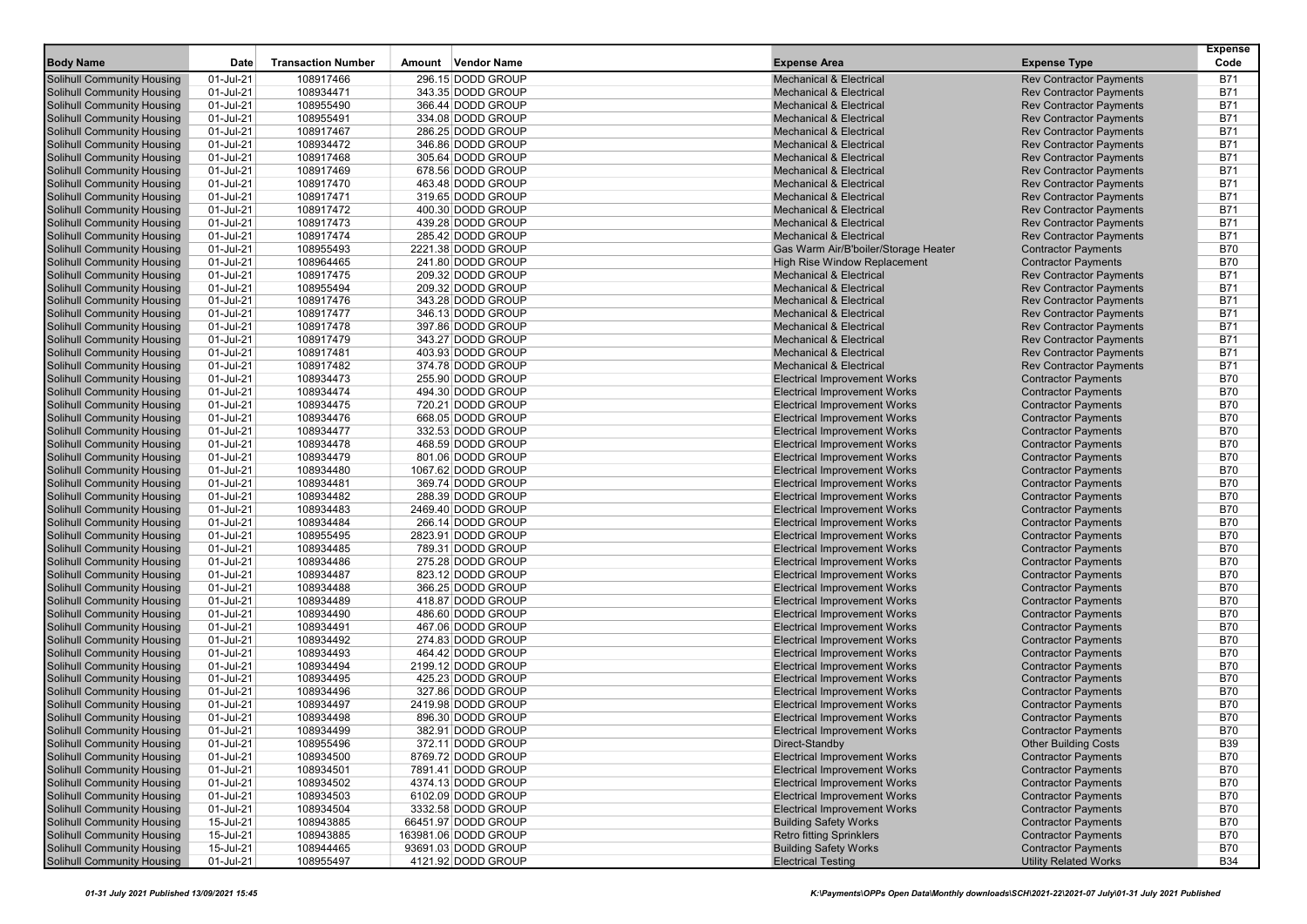| Body Name | Date | Transaction Number | Amount | Vendor Name | Expense Area | Expense Type | Expense Code |
|---|---|---|---|---|---|---|---|
| Solihull Community Housing | 01-Jul-21 | 108917466 | 296.15 | DODD GROUP | Mechanical & Electrical | Rev Contractor Payments | B71 |
| Solihull Community Housing | 01-Jul-21 | 108934471 | 343.35 | DODD GROUP | Mechanical & Electrical | Rev Contractor Payments | B71 |
| Solihull Community Housing | 01-Jul-21 | 108955490 | 366.44 | DODD GROUP | Mechanical & Electrical | Rev Contractor Payments | B71 |
| Solihull Community Housing | 01-Jul-21 | 108955491 | 334.08 | DODD GROUP | Mechanical & Electrical | Rev Contractor Payments | B71 |
| Solihull Community Housing | 01-Jul-21 | 108917467 | 286.25 | DODD GROUP | Mechanical & Electrical | Rev Contractor Payments | B71 |
| Solihull Community Housing | 01-Jul-21 | 108934472 | 346.86 | DODD GROUP | Mechanical & Electrical | Rev Contractor Payments | B71 |
| Solihull Community Housing | 01-Jul-21 | 108917468 | 305.64 | DODD GROUP | Mechanical & Electrical | Rev Contractor Payments | B71 |
| Solihull Community Housing | 01-Jul-21 | 108917469 | 678.56 | DODD GROUP | Mechanical & Electrical | Rev Contractor Payments | B71 |
| Solihull Community Housing | 01-Jul-21 | 108917470 | 463.48 | DODD GROUP | Mechanical & Electrical | Rev Contractor Payments | B71 |
| Solihull Community Housing | 01-Jul-21 | 108917471 | 319.65 | DODD GROUP | Mechanical & Electrical | Rev Contractor Payments | B71 |
| Solihull Community Housing | 01-Jul-21 | 108917472 | 400.30 | DODD GROUP | Mechanical & Electrical | Rev Contractor Payments | B71 |
| Solihull Community Housing | 01-Jul-21 | 108917473 | 439.28 | DODD GROUP | Mechanical & Electrical | Rev Contractor Payments | B71 |
| Solihull Community Housing | 01-Jul-21 | 108917474 | 285.42 | DODD GROUP | Mechanical & Electrical | Rev Contractor Payments | B71 |
| Solihull Community Housing | 01-Jul-21 | 108955493 | 2221.38 | DODD GROUP | Gas Warm Air/B'boiler/Storage Heater | Contractor Payments | B70 |
| Solihull Community Housing | 01-Jul-21 | 108964465 | 241.80 | DODD GROUP | High Rise Window Replacement | Contractor Payments | B70 |
| Solihull Community Housing | 01-Jul-21 | 108917475 | 209.32 | DODD GROUP | Mechanical & Electrical | Rev Contractor Payments | B71 |
| Solihull Community Housing | 01-Jul-21 | 108955494 | 209.32 | DODD GROUP | Mechanical & Electrical | Rev Contractor Payments | B71 |
| Solihull Community Housing | 01-Jul-21 | 108917476 | 343.28 | DODD GROUP | Mechanical & Electrical | Rev Contractor Payments | B71 |
| Solihull Community Housing | 01-Jul-21 | 108917477 | 346.13 | DODD GROUP | Mechanical & Electrical | Rev Contractor Payments | B71 |
| Solihull Community Housing | 01-Jul-21 | 108917478 | 397.86 | DODD GROUP | Mechanical & Electrical | Rev Contractor Payments | B71 |
| Solihull Community Housing | 01-Jul-21 | 108917479 | 343.27 | DODD GROUP | Mechanical & Electrical | Rev Contractor Payments | B71 |
| Solihull Community Housing | 01-Jul-21 | 108917481 | 403.93 | DODD GROUP | Mechanical & Electrical | Rev Contractor Payments | B71 |
| Solihull Community Housing | 01-Jul-21 | 108917482 | 374.78 | DODD GROUP | Mechanical & Electrical | Rev Contractor Payments | B71 |
| Solihull Community Housing | 01-Jul-21 | 108934473 | 255.90 | DODD GROUP | Electrical Improvement Works | Contractor Payments | B70 |
| Solihull Community Housing | 01-Jul-21 | 108934474 | 494.30 | DODD GROUP | Electrical Improvement Works | Contractor Payments | B70 |
| Solihull Community Housing | 01-Jul-21 | 108934475 | 720.21 | DODD GROUP | Electrical Improvement Works | Contractor Payments | B70 |
| Solihull Community Housing | 01-Jul-21 | 108934476 | 668.05 | DODD GROUP | Electrical Improvement Works | Contractor Payments | B70 |
| Solihull Community Housing | 01-Jul-21 | 108934477 | 332.53 | DODD GROUP | Electrical Improvement Works | Contractor Payments | B70 |
| Solihull Community Housing | 01-Jul-21 | 108934478 | 468.59 | DODD GROUP | Electrical Improvement Works | Contractor Payments | B70 |
| Solihull Community Housing | 01-Jul-21 | 108934479 | 801.06 | DODD GROUP | Electrical Improvement Works | Contractor Payments | B70 |
| Solihull Community Housing | 01-Jul-21 | 108934480 | 1067.62 | DODD GROUP | Electrical Improvement Works | Contractor Payments | B70 |
| Solihull Community Housing | 01-Jul-21 | 108934481 | 369.74 | DODD GROUP | Electrical Improvement Works | Contractor Payments | B70 |
| Solihull Community Housing | 01-Jul-21 | 108934482 | 288.39 | DODD GROUP | Electrical Improvement Works | Contractor Payments | B70 |
| Solihull Community Housing | 01-Jul-21 | 108934483 | 2469.40 | DODD GROUP | Electrical Improvement Works | Contractor Payments | B70 |
| Solihull Community Housing | 01-Jul-21 | 108934484 | 266.14 | DODD GROUP | Electrical Improvement Works | Contractor Payments | B70 |
| Solihull Community Housing | 01-Jul-21 | 108955495 | 2823.91 | DODD GROUP | Electrical Improvement Works | Contractor Payments | B70 |
| Solihull Community Housing | 01-Jul-21 | 108934485 | 789.31 | DODD GROUP | Electrical Improvement Works | Contractor Payments | B70 |
| Solihull Community Housing | 01-Jul-21 | 108934486 | 275.28 | DODD GROUP | Electrical Improvement Works | Contractor Payments | B70 |
| Solihull Community Housing | 01-Jul-21 | 108934487 | 823.12 | DODD GROUP | Electrical Improvement Works | Contractor Payments | B70 |
| Solihull Community Housing | 01-Jul-21 | 108934488 | 366.25 | DODD GROUP | Electrical Improvement Works | Contractor Payments | B70 |
| Solihull Community Housing | 01-Jul-21 | 108934489 | 418.87 | DODD GROUP | Electrical Improvement Works | Contractor Payments | B70 |
| Solihull Community Housing | 01-Jul-21 | 108934490 | 486.60 | DODD GROUP | Electrical Improvement Works | Contractor Payments | B70 |
| Solihull Community Housing | 01-Jul-21 | 108934491 | 467.06 | DODD GROUP | Electrical Improvement Works | Contractor Payments | B70 |
| Solihull Community Housing | 01-Jul-21 | 108934492 | 274.83 | DODD GROUP | Electrical Improvement Works | Contractor Payments | B70 |
| Solihull Community Housing | 01-Jul-21 | 108934493 | 464.42 | DODD GROUP | Electrical Improvement Works | Contractor Payments | B70 |
| Solihull Community Housing | 01-Jul-21 | 108934494 | 2199.12 | DODD GROUP | Electrical Improvement Works | Contractor Payments | B70 |
| Solihull Community Housing | 01-Jul-21 | 108934495 | 425.23 | DODD GROUP | Electrical Improvement Works | Contractor Payments | B70 |
| Solihull Community Housing | 01-Jul-21 | 108934496 | 327.86 | DODD GROUP | Electrical Improvement Works | Contractor Payments | B70 |
| Solihull Community Housing | 01-Jul-21 | 108934497 | 2419.98 | DODD GROUP | Electrical Improvement Works | Contractor Payments | B70 |
| Solihull Community Housing | 01-Jul-21 | 108934498 | 896.30 | DODD GROUP | Electrical Improvement Works | Contractor Payments | B70 |
| Solihull Community Housing | 01-Jul-21 | 108934499 | 382.91 | DODD GROUP | Electrical Improvement Works | Contractor Payments | B70 |
| Solihull Community Housing | 01-Jul-21 | 108955496 | 372.11 | DODD GROUP | Direct-Standby | Other Building Costs | B39 |
| Solihull Community Housing | 01-Jul-21 | 108934500 | 8769.72 | DODD GROUP | Electrical Improvement Works | Contractor Payments | B70 |
| Solihull Community Housing | 01-Jul-21 | 108934501 | 7891.41 | DODD GROUP | Electrical Improvement Works | Contractor Payments | B70 |
| Solihull Community Housing | 01-Jul-21 | 108934502 | 4374.13 | DODD GROUP | Electrical Improvement Works | Contractor Payments | B70 |
| Solihull Community Housing | 01-Jul-21 | 108934503 | 6102.09 | DODD GROUP | Electrical Improvement Works | Contractor Payments | B70 |
| Solihull Community Housing | 01-Jul-21 | 108934504 | 3332.58 | DODD GROUP | Electrical Improvement Works | Contractor Payments | B70 |
| Solihull Community Housing | 15-Jul-21 | 108943885 | 66451.97 | DODD GROUP | Building Safety Works | Contractor Payments | B70 |
| Solihull Community Housing | 15-Jul-21 | 108943885 | 163981.06 | DODD GROUP | Retro fitting Sprinklers | Contractor Payments | B70 |
| Solihull Community Housing | 15-Jul-21 | 108944465 | 93691.03 | DODD GROUP | Building Safety Works | Contractor Payments | B70 |
| Solihull Community Housing | 01-Jul-21 | 108955497 | 4121.92 | DODD GROUP | Electrical Testing | Utility Related Works | B34 |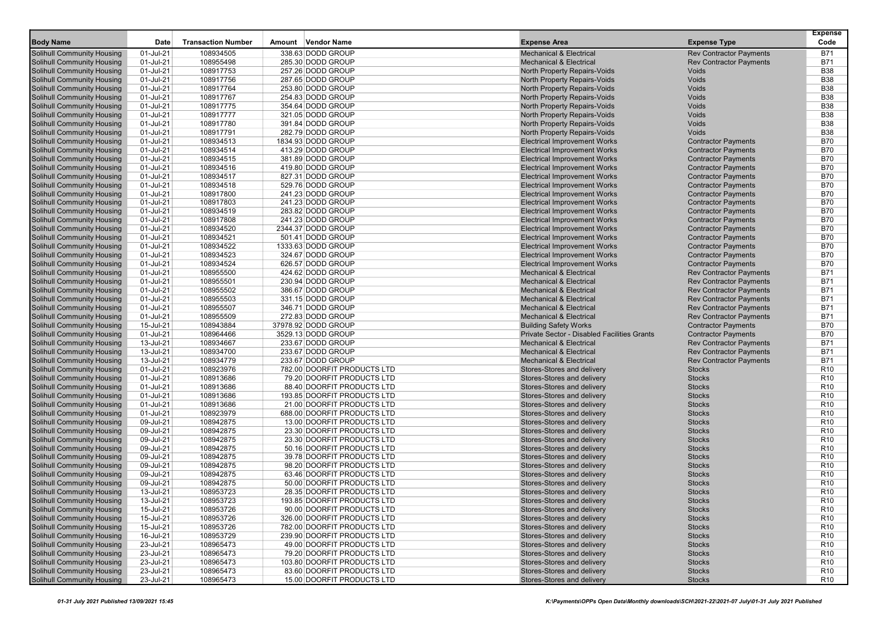| Body Name | Date | Transaction Number | Amount | Vendor Name | Expense Area | Expense Type | Expense Code |
|---|---|---|---|---|---|---|---|
| Solihull Community Housing | 01-Jul-21 | 108934505 | 338.63 | DODD GROUP | Mechanical & Electrical | Rev Contractor Payments | B71 |
| Solihull Community Housing | 01-Jul-21 | 108955498 | 285.30 | DODD GROUP | Mechanical & Electrical | Rev Contractor Payments | B71 |
| Solihull Community Housing | 01-Jul-21 | 108917753 | 257.26 | DODD GROUP | North Property Repairs-Voids | Voids | B38 |
| Solihull Community Housing | 01-Jul-21 | 108917756 | 287.65 | DODD GROUP | North Property Repairs-Voids | Voids | B38 |
| Solihull Community Housing | 01-Jul-21 | 108917764 | 253.80 | DODD GROUP | North Property Repairs-Voids | Voids | B38 |
| Solihull Community Housing | 01-Jul-21 | 108917767 | 254.83 | DODD GROUP | North Property Repairs-Voids | Voids | B38 |
| Solihull Community Housing | 01-Jul-21 | 108917775 | 354.64 | DODD GROUP | North Property Repairs-Voids | Voids | B38 |
| Solihull Community Housing | 01-Jul-21 | 108917777 | 321.05 | DODD GROUP | North Property Repairs-Voids | Voids | B38 |
| Solihull Community Housing | 01-Jul-21 | 108917780 | 391.84 | DODD GROUP | North Property Repairs-Voids | Voids | B38 |
| Solihull Community Housing | 01-Jul-21 | 108917791 | 282.79 | DODD GROUP | North Property Repairs-Voids | Voids | B38 |
| Solihull Community Housing | 01-Jul-21 | 108934513 | 1834.93 | DODD GROUP | Electrical Improvement Works | Contractor Payments | B70 |
| Solihull Community Housing | 01-Jul-21 | 108934514 | 413.29 | DODD GROUP | Electrical Improvement Works | Contractor Payments | B70 |
| Solihull Community Housing | 01-Jul-21 | 108934515 | 381.89 | DODD GROUP | Electrical Improvement Works | Contractor Payments | B70 |
| Solihull Community Housing | 01-Jul-21 | 108934516 | 419.80 | DODD GROUP | Electrical Improvement Works | Contractor Payments | B70 |
| Solihull Community Housing | 01-Jul-21 | 108934517 | 827.31 | DODD GROUP | Electrical Improvement Works | Contractor Payments | B70 |
| Solihull Community Housing | 01-Jul-21 | 108934518 | 529.76 | DODD GROUP | Electrical Improvement Works | Contractor Payments | B70 |
| Solihull Community Housing | 01-Jul-21 | 108917800 | 241.23 | DODD GROUP | Electrical Improvement Works | Contractor Payments | B70 |
| Solihull Community Housing | 01-Jul-21 | 108917803 | 241.23 | DODD GROUP | Electrical Improvement Works | Contractor Payments | B70 |
| Solihull Community Housing | 01-Jul-21 | 108934519 | 283.82 | DODD GROUP | Electrical Improvement Works | Contractor Payments | B70 |
| Solihull Community Housing | 01-Jul-21 | 108917808 | 241.23 | DODD GROUP | Electrical Improvement Works | Contractor Payments | B70 |
| Solihull Community Housing | 01-Jul-21 | 108934520 | 2344.37 | DODD GROUP | Electrical Improvement Works | Contractor Payments | B70 |
| Solihull Community Housing | 01-Jul-21 | 108934521 | 501.41 | DODD GROUP | Electrical Improvement Works | Contractor Payments | B70 |
| Solihull Community Housing | 01-Jul-21 | 108934522 | 1333.63 | DODD GROUP | Electrical Improvement Works | Contractor Payments | B70 |
| Solihull Community Housing | 01-Jul-21 | 108934523 | 324.67 | DODD GROUP | Electrical Improvement Works | Contractor Payments | B70 |
| Solihull Community Housing | 01-Jul-21 | 108934524 | 626.57 | DODD GROUP | Electrical Improvement Works | Contractor Payments | B70 |
| Solihull Community Housing | 01-Jul-21 | 108955500 | 424.62 | DODD GROUP | Mechanical & Electrical | Rev Contractor Payments | B71 |
| Solihull Community Housing | 01-Jul-21 | 108955501 | 230.94 | DODD GROUP | Mechanical & Electrical | Rev Contractor Payments | B71 |
| Solihull Community Housing | 01-Jul-21 | 108955502 | 386.67 | DODD GROUP | Mechanical & Electrical | Rev Contractor Payments | B71 |
| Solihull Community Housing | 01-Jul-21 | 108955503 | 331.15 | DODD GROUP | Mechanical & Electrical | Rev Contractor Payments | B71 |
| Solihull Community Housing | 01-Jul-21 | 108955507 | 346.71 | DODD GROUP | Mechanical & Electrical | Rev Contractor Payments | B71 |
| Solihull Community Housing | 01-Jul-21 | 108955509 | 272.83 | DODD GROUP | Mechanical & Electrical | Rev Contractor Payments | B71 |
| Solihull Community Housing | 15-Jul-21 | 108943884 | 37978.92 | DODD GROUP | Building Safety Works | Contractor Payments | B70 |
| Solihull Community Housing | 01-Jul-21 | 108964466 | 3529.13 | DODD GROUP | Private Sector - Disabled Facilities Grants | Contractor Payments | B70 |
| Solihull Community Housing | 13-Jul-21 | 108934667 | 233.67 | DODD GROUP | Mechanical & Electrical | Rev Contractor Payments | B71 |
| Solihull Community Housing | 13-Jul-21 | 108934700 | 233.67 | DODD GROUP | Mechanical & Electrical | Rev Contractor Payments | B71 |
| Solihull Community Housing | 13-Jul-21 | 108934779 | 233.67 | DODD GROUP | Mechanical & Electrical | Rev Contractor Payments | B71 |
| Solihull Community Housing | 01-Jul-21 | 108923976 | 782.00 | DOORFIT PRODUCTS LTD | Stores-Stores and delivery | Stocks | R10 |
| Solihull Community Housing | 01-Jul-21 | 108913686 | 79.20 | DOORFIT PRODUCTS LTD | Stores-Stores and delivery | Stocks | R10 |
| Solihull Community Housing | 01-Jul-21 | 108913686 | 88.40 | DOORFIT PRODUCTS LTD | Stores-Stores and delivery | Stocks | R10 |
| Solihull Community Housing | 01-Jul-21 | 108913686 | 193.85 | DOORFIT PRODUCTS LTD | Stores-Stores and delivery | Stocks | R10 |
| Solihull Community Housing | 01-Jul-21 | 108913686 | 21.00 | DOORFIT PRODUCTS LTD | Stores-Stores and delivery | Stocks | R10 |
| Solihull Community Housing | 01-Jul-21 | 108923979 | 688.00 | DOORFIT PRODUCTS LTD | Stores-Stores and delivery | Stocks | R10 |
| Solihull Community Housing | 09-Jul-21 | 108942875 | 13.00 | DOORFIT PRODUCTS LTD | Stores-Stores and delivery | Stocks | R10 |
| Solihull Community Housing | 09-Jul-21 | 108942875 | 23.30 | DOORFIT PRODUCTS LTD | Stores-Stores and delivery | Stocks | R10 |
| Solihull Community Housing | 09-Jul-21 | 108942875 | 23.30 | DOORFIT PRODUCTS LTD | Stores-Stores and delivery | Stocks | R10 |
| Solihull Community Housing | 09-Jul-21 | 108942875 | 50.16 | DOORFIT PRODUCTS LTD | Stores-Stores and delivery | Stocks | R10 |
| Solihull Community Housing | 09-Jul-21 | 108942875 | 39.78 | DOORFIT PRODUCTS LTD | Stores-Stores and delivery | Stocks | R10 |
| Solihull Community Housing | 09-Jul-21 | 108942875 | 98.20 | DOORFIT PRODUCTS LTD | Stores-Stores and delivery | Stocks | R10 |
| Solihull Community Housing | 09-Jul-21 | 108942875 | 63.46 | DOORFIT PRODUCTS LTD | Stores-Stores and delivery | Stocks | R10 |
| Solihull Community Housing | 09-Jul-21 | 108942875 | 50.00 | DOORFIT PRODUCTS LTD | Stores-Stores and delivery | Stocks | R10 |
| Solihull Community Housing | 13-Jul-21 | 108953723 | 28.35 | DOORFIT PRODUCTS LTD | Stores-Stores and delivery | Stocks | R10 |
| Solihull Community Housing | 13-Jul-21 | 108953723 | 193.85 | DOORFIT PRODUCTS LTD | Stores-Stores and delivery | Stocks | R10 |
| Solihull Community Housing | 15-Jul-21 | 108953726 | 90.00 | DOORFIT PRODUCTS LTD | Stores-Stores and delivery | Stocks | R10 |
| Solihull Community Housing | 15-Jul-21 | 108953726 | 326.00 | DOORFIT PRODUCTS LTD | Stores-Stores and delivery | Stocks | R10 |
| Solihull Community Housing | 15-Jul-21 | 108953726 | 782.00 | DOORFIT PRODUCTS LTD | Stores-Stores and delivery | Stocks | R10 |
| Solihull Community Housing | 16-Jul-21 | 108953729 | 239.90 | DOORFIT PRODUCTS LTD | Stores-Stores and delivery | Stocks | R10 |
| Solihull Community Housing | 23-Jul-21 | 108965473 | 49.00 | DOORFIT PRODUCTS LTD | Stores-Stores and delivery | Stocks | R10 |
| Solihull Community Housing | 23-Jul-21 | 108965473 | 79.20 | DOORFIT PRODUCTS LTD | Stores-Stores and delivery | Stocks | R10 |
| Solihull Community Housing | 23-Jul-21 | 108965473 | 103.80 | DOORFIT PRODUCTS LTD | Stores-Stores and delivery | Stocks | R10 |
| Solihull Community Housing | 23-Jul-21 | 108965473 | 83.60 | DOORFIT PRODUCTS LTD | Stores-Stores and delivery | Stocks | R10 |
| Solihull Community Housing | 23-Jul-21 | 108965473 | 15.00 | DOORFIT PRODUCTS LTD | Stores-Stores and delivery | Stocks | R10 |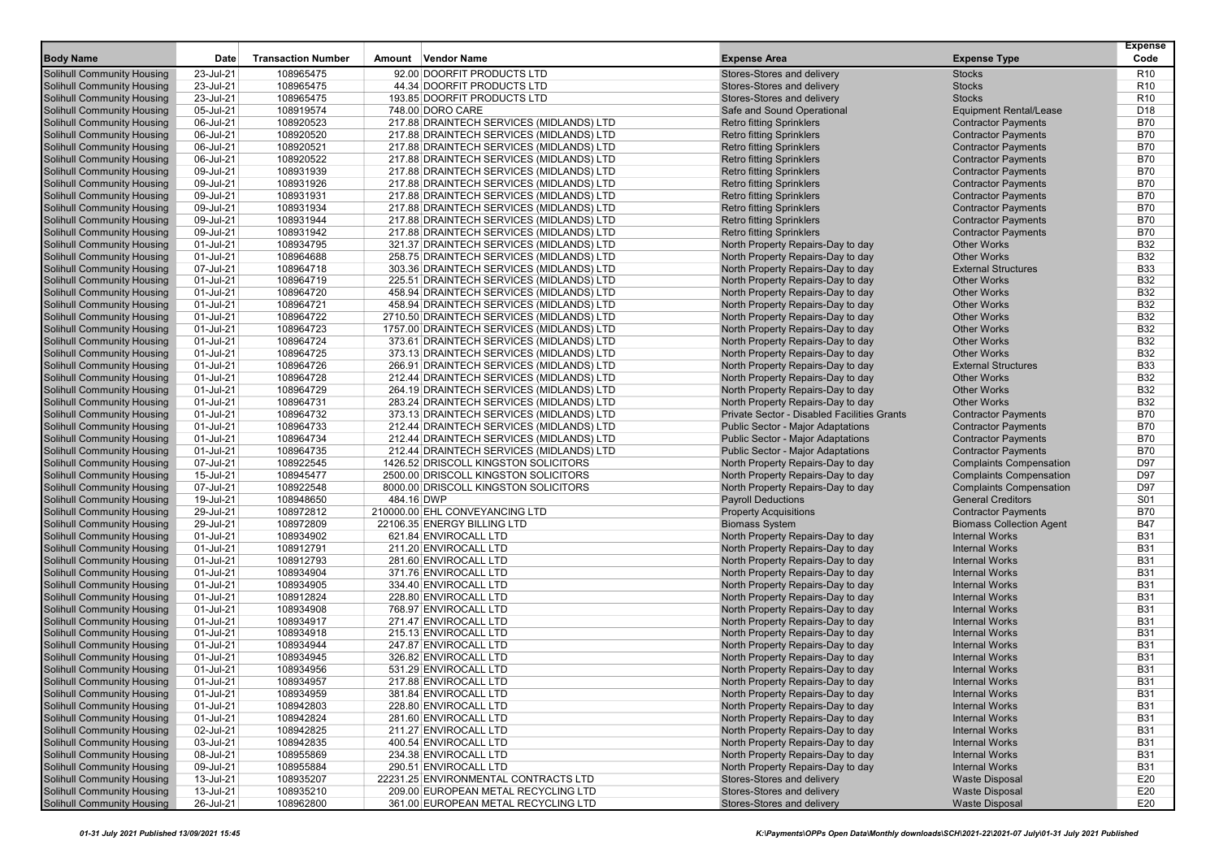| Body Name | Date | Transaction Number | Amount | Vendor Name | Expense Area | Expense Type | Expense Code |
|---|---|---|---|---|---|---|---|
| Solihull Community Housing | 23-Jul-21 | 108965475 | 92.00 | DOORFIT PRODUCTS LTD | Stores-Stores and delivery | Stocks | R10 |
| Solihull Community Housing | 23-Jul-21 | 108965475 | 44.34 | DOORFIT PRODUCTS LTD | Stores-Stores and delivery | Stocks | R10 |
| Solihull Community Housing | 23-Jul-21 | 108965475 | 193.85 | DOORFIT PRODUCTS LTD | Stores-Stores and delivery | Stocks | R10 |
| Solihull Community Housing | 05-Jul-21 | 108919574 | 748.00 | DORO CARE | Safe and Sound Operational | Equipment Rental/Lease | D18 |
| Solihull Community Housing | 06-Jul-21 | 108920523 | 217.88 | DRAINTECH SERVICES (MIDLANDS) LTD | Retro fitting Sprinklers | Contractor Payments | B70 |
| Solihull Community Housing | 06-Jul-21 | 108920520 | 217.88 | DRAINTECH SERVICES (MIDLANDS) LTD | Retro fitting Sprinklers | Contractor Payments | B70 |
| Solihull Community Housing | 06-Jul-21 | 108920521 | 217.88 | DRAINTECH SERVICES (MIDLANDS) LTD | Retro fitting Sprinklers | Contractor Payments | B70 |
| Solihull Community Housing | 06-Jul-21 | 108920522 | 217.88 | DRAINTECH SERVICES (MIDLANDS) LTD | Retro fitting Sprinklers | Contractor Payments | B70 |
| Solihull Community Housing | 09-Jul-21 | 108931939 | 217.88 | DRAINTECH SERVICES (MIDLANDS) LTD | Retro fitting Sprinklers | Contractor Payments | B70 |
| Solihull Community Housing | 09-Jul-21 | 108931926 | 217.88 | DRAINTECH SERVICES (MIDLANDS) LTD | Retro fitting Sprinklers | Contractor Payments | B70 |
| Solihull Community Housing | 09-Jul-21 | 108931931 | 217.88 | DRAINTECH SERVICES (MIDLANDS) LTD | Retro fitting Sprinklers | Contractor Payments | B70 |
| Solihull Community Housing | 09-Jul-21 | 108931934 | 217.88 | DRAINTECH SERVICES (MIDLANDS) LTD | Retro fitting Sprinklers | Contractor Payments | B70 |
| Solihull Community Housing | 09-Jul-21 | 108931944 | 217.88 | DRAINTECH SERVICES (MIDLANDS) LTD | Retro fitting Sprinklers | Contractor Payments | B70 |
| Solihull Community Housing | 09-Jul-21 | 108931942 | 217.88 | DRAINTECH SERVICES (MIDLANDS) LTD | Retro fitting Sprinklers | Contractor Payments | B70 |
| Solihull Community Housing | 01-Jul-21 | 108934795 | 321.37 | DRAINTECH SERVICES (MIDLANDS) LTD | North Property Repairs-Day to day | Other Works | B32 |
| Solihull Community Housing | 01-Jul-21 | 108964688 | 258.75 | DRAINTECH SERVICES (MIDLANDS) LTD | North Property Repairs-Day to day | Other Works | B32 |
| Solihull Community Housing | 07-Jul-21 | 108964718 | 303.36 | DRAINTECH SERVICES (MIDLANDS) LTD | North Property Repairs-Day to day | External Structures | B33 |
| Solihull Community Housing | 01-Jul-21 | 108964719 | 225.51 | DRAINTECH SERVICES (MIDLANDS) LTD | North Property Repairs-Day to day | Other Works | B32 |
| Solihull Community Housing | 01-Jul-21 | 108964720 | 458.94 | DRAINTECH SERVICES (MIDLANDS) LTD | North Property Repairs-Day to day | Other Works | B32 |
| Solihull Community Housing | 01-Jul-21 | 108964721 | 458.94 | DRAINTECH SERVICES (MIDLANDS) LTD | North Property Repairs-Day to day | Other Works | B32 |
| Solihull Community Housing | 01-Jul-21 | 108964722 | 2710.50 | DRAINTECH SERVICES (MIDLANDS) LTD | North Property Repairs-Day to day | Other Works | B32 |
| Solihull Community Housing | 01-Jul-21 | 108964723 | 1757.00 | DRAINTECH SERVICES (MIDLANDS) LTD | North Property Repairs-Day to day | Other Works | B32 |
| Solihull Community Housing | 01-Jul-21 | 108964724 | 373.61 | DRAINTECH SERVICES (MIDLANDS) LTD | North Property Repairs-Day to day | Other Works | B32 |
| Solihull Community Housing | 01-Jul-21 | 108964725 | 373.13 | DRAINTECH SERVICES (MIDLANDS) LTD | North Property Repairs-Day to day | Other Works | B32 |
| Solihull Community Housing | 01-Jul-21 | 108964726 | 266.91 | DRAINTECH SERVICES (MIDLANDS) LTD | North Property Repairs-Day to day | External Structures | B33 |
| Solihull Community Housing | 01-Jul-21 | 108964728 | 212.44 | DRAINTECH SERVICES (MIDLANDS) LTD | North Property Repairs-Day to day | Other Works | B32 |
| Solihull Community Housing | 01-Jul-21 | 108964729 | 264.19 | DRAINTECH SERVICES (MIDLANDS) LTD | North Property Repairs-Day to day | Other Works | B32 |
| Solihull Community Housing | 01-Jul-21 | 108964731 | 283.24 | DRAINTECH SERVICES (MIDLANDS) LTD | North Property Repairs-Day to day | Other Works | B32 |
| Solihull Community Housing | 01-Jul-21 | 108964732 | 373.13 | DRAINTECH SERVICES (MIDLANDS) LTD | Private Sector - Disabled Facilities Grants | Contractor Payments | B70 |
| Solihull Community Housing | 01-Jul-21 | 108964733 | 212.44 | DRAINTECH SERVICES (MIDLANDS) LTD | Public Sector - Major Adaptations | Contractor Payments | B70 |
| Solihull Community Housing | 01-Jul-21 | 108964734 | 212.44 | DRAINTECH SERVICES (MIDLANDS) LTD | Public Sector - Major Adaptations | Contractor Payments | B70 |
| Solihull Community Housing | 01-Jul-21 | 108964735 | 212.44 | DRAINTECH SERVICES (MIDLANDS) LTD | Public Sector - Major Adaptations | Contractor Payments | B70 |
| Solihull Community Housing | 07-Jul-21 | 108922545 | 1426.52 | DRISCOLL KINGSTON SOLICITORS | North Property Repairs-Day to day | Complaints Compensation | D97 |
| Solihull Community Housing | 15-Jul-21 | 108945477 | 2500.00 | DRISCOLL KINGSTON SOLICITORS | North Property Repairs-Day to day | Complaints Compensation | D97 |
| Solihull Community Housing | 07-Jul-21 | 108922548 | 8000.00 | DRISCOLL KINGSTON SOLICITORS | North Property Repairs-Day to day | Complaints Compensation | D97 |
| Solihull Community Housing | 19-Jul-21 | 108948650 | 484.16 | DWP | Payroll Deductions | General Creditors | S01 |
| Solihull Community Housing | 29-Jul-21 | 108972812 | 210000.00 | EHL CONVEYANCING LTD | Property Acquisitions | Contractor Payments | B70 |
| Solihull Community Housing | 29-Jul-21 | 108972809 | 22106.35 | ENERGY BILLING LTD | Biomass System | Biomass Collection Agent | B47 |
| Solihull Community Housing | 01-Jul-21 | 108934902 | 621.84 | ENVIROCALL LTD | North Property Repairs-Day to day | Internal Works | B31 |
| Solihull Community Housing | 01-Jul-21 | 108912791 | 211.20 | ENVIROCALL LTD | North Property Repairs-Day to day | Internal Works | B31 |
| Solihull Community Housing | 01-Jul-21 | 108912793 | 281.60 | ENVIROCALL LTD | North Property Repairs-Day to day | Internal Works | B31 |
| Solihull Community Housing | 01-Jul-21 | 108934904 | 371.76 | ENVIROCALL LTD | North Property Repairs-Day to day | Internal Works | B31 |
| Solihull Community Housing | 01-Jul-21 | 108934905 | 334.40 | ENVIROCALL LTD | North Property Repairs-Day to day | Internal Works | B31 |
| Solihull Community Housing | 01-Jul-21 | 108912824 | 228.80 | ENVIROCALL LTD | North Property Repairs-Day to day | Internal Works | B31 |
| Solihull Community Housing | 01-Jul-21 | 108934908 | 768.97 | ENVIROCALL LTD | North Property Repairs-Day to day | Internal Works | B31 |
| Solihull Community Housing | 01-Jul-21 | 108934917 | 271.47 | ENVIROCALL LTD | North Property Repairs-Day to day | Internal Works | B31 |
| Solihull Community Housing | 01-Jul-21 | 108934918 | 215.13 | ENVIROCALL LTD | North Property Repairs-Day to day | Internal Works | B31 |
| Solihull Community Housing | 01-Jul-21 | 108934944 | 247.87 | ENVIROCALL LTD | North Property Repairs-Day to day | Internal Works | B31 |
| Solihull Community Housing | 01-Jul-21 | 108934945 | 326.82 | ENVIROCALL LTD | North Property Repairs-Day to day | Internal Works | B31 |
| Solihull Community Housing | 01-Jul-21 | 108934956 | 531.29 | ENVIROCALL LTD | North Property Repairs-Day to day | Internal Works | B31 |
| Solihull Community Housing | 01-Jul-21 | 108934957 | 217.88 | ENVIROCALL LTD | North Property Repairs-Day to day | Internal Works | B31 |
| Solihull Community Housing | 01-Jul-21 | 108934959 | 381.84 | ENVIROCALL LTD | North Property Repairs-Day to day | Internal Works | B31 |
| Solihull Community Housing | 01-Jul-21 | 108942803 | 228.80 | ENVIROCALL LTD | North Property Repairs-Day to day | Internal Works | B31 |
| Solihull Community Housing | 01-Jul-21 | 108942824 | 281.60 | ENVIROCALL LTD | North Property Repairs-Day to day | Internal Works | B31 |
| Solihull Community Housing | 02-Jul-21 | 108942825 | 211.27 | ENVIROCALL LTD | North Property Repairs-Day to day | Internal Works | B31 |
| Solihull Community Housing | 03-Jul-21 | 108942835 | 400.54 | ENVIROCALL LTD | North Property Repairs-Day to day | Internal Works | B31 |
| Solihull Community Housing | 08-Jul-21 | 108955869 | 234.38 | ENVIROCALL LTD | North Property Repairs-Day to day | Internal Works | B31 |
| Solihull Community Housing | 09-Jul-21 | 108955884 | 290.51 | ENVIROCALL LTD | North Property Repairs-Day to day | Internal Works | B31 |
| Solihull Community Housing | 13-Jul-21 | 108935207 | 22231.25 | ENVIRONMENTAL CONTRACTS LTD | Stores-Stores and delivery | Waste Disposal | E20 |
| Solihull Community Housing | 13-Jul-21 | 108935210 | 209.00 | EUROPEAN METAL RECYCLING LTD | Stores-Stores and delivery | Waste Disposal | E20 |
| Solihull Community Housing | 26-Jul-21 | 108962800 | 361.00 | EUROPEAN METAL RECYCLING LTD | Stores-Stores and delivery | Waste Disposal | E20 |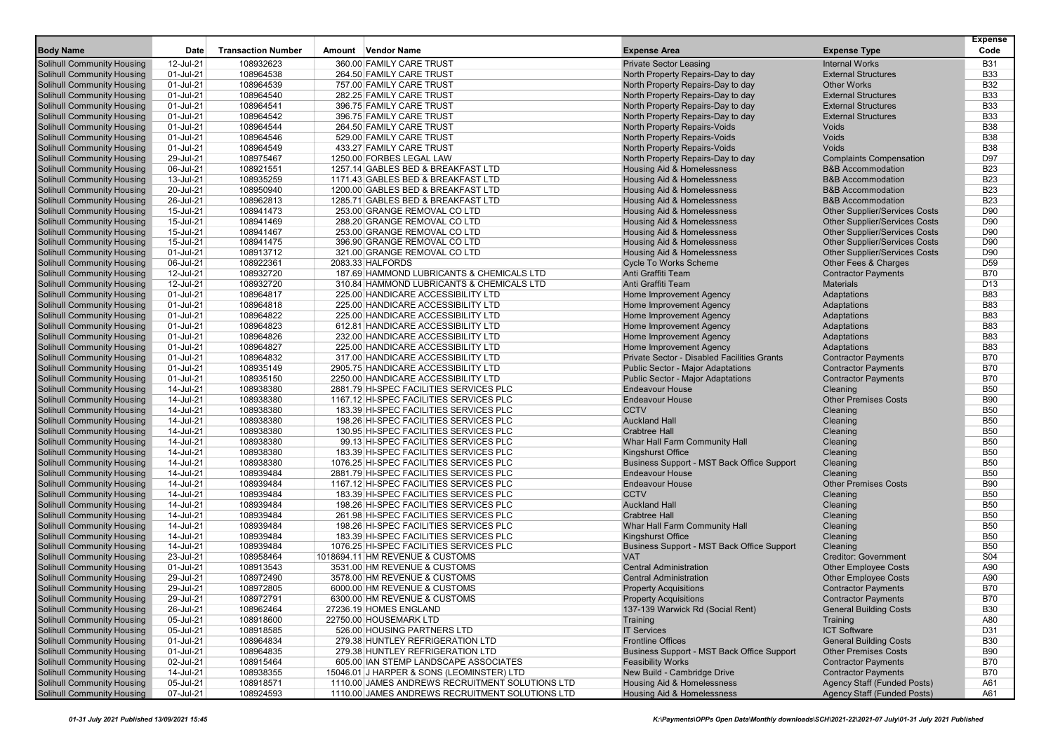| Body Name | Date | Transaction Number | Amount | Vendor Name | Expense Area | Expense Type | Expense Code |
|---|---|---|---|---|---|---|---|
| Solihull Community Housing | 12-Jul-21 | 108932623 | 360.00 | FAMILY CARE TRUST | Private Sector Leasing | Internal Works | B31 |
| Solihull Community Housing | 01-Jul-21 | 108964538 | 264.50 | FAMILY CARE TRUST | North Property Repairs-Day to day | External Structures | B33 |
| Solihull Community Housing | 01-Jul-21 | 108964539 | 757.00 | FAMILY CARE TRUST | North Property Repairs-Day to day | Other Works | B32 |
| Solihull Community Housing | 01-Jul-21 | 108964540 | 282.25 | FAMILY CARE TRUST | North Property Repairs-Day to day | External Structures | B33 |
| Solihull Community Housing | 01-Jul-21 | 108964541 | 396.75 | FAMILY CARE TRUST | North Property Repairs-Day to day | External Structures | B33 |
| Solihull Community Housing | 01-Jul-21 | 108964542 | 396.75 | FAMILY CARE TRUST | North Property Repairs-Day to day | External Structures | B33 |
| Solihull Community Housing | 01-Jul-21 | 108964544 | 264.50 | FAMILY CARE TRUST | North Property Repairs-Voids | Voids | B38 |
| Solihull Community Housing | 01-Jul-21 | 108964546 | 529.00 | FAMILY CARE TRUST | North Property Repairs-Voids | Voids | B38 |
| Solihull Community Housing | 01-Jul-21 | 108964549 | 433.27 | FAMILY CARE TRUST | North Property Repairs-Voids | Voids | B38 |
| Solihull Community Housing | 29-Jul-21 | 108975467 | 1250.00 | FORBES LEGAL LAW | North Property Repairs-Day to day | Complaints Compensation | D97 |
| Solihull Community Housing | 06-Jul-21 | 108921551 | 1257.14 | GABLES BED & BREAKFAST LTD | Housing Aid & Homelessness | B&B Accommodation | B23 |
| Solihull Community Housing | 13-Jul-21 | 108935259 | 1171.43 | GABLES BED & BREAKFAST LTD | Housing Aid & Homelessness | B&B Accommodation | B23 |
| Solihull Community Housing | 20-Jul-21 | 108950940 | 1200.00 | GABLES BED & BREAKFAST LTD | Housing Aid & Homelessness | B&B Accommodation | B23 |
| Solihull Community Housing | 26-Jul-21 | 108962813 | 1285.71 | GABLES BED & BREAKFAST LTD | Housing Aid & Homelessness | B&B Accommodation | B23 |
| Solihull Community Housing | 15-Jul-21 | 108941473 | 253.00 | GRANGE REMOVAL CO LTD | Housing Aid & Homelessness | Other Supplier/Services Costs | D90 |
| Solihull Community Housing | 15-Jul-21 | 108941469 | 288.20 | GRANGE REMOVAL CO LTD | Housing Aid & Homelessness | Other Supplier/Services Costs | D90 |
| Solihull Community Housing | 15-Jul-21 | 108941467 | 253.00 | GRANGE REMOVAL CO LTD | Housing Aid & Homelessness | Other Supplier/Services Costs | D90 |
| Solihull Community Housing | 15-Jul-21 | 108941475 | 396.90 | GRANGE REMOVAL CO LTD | Housing Aid & Homelessness | Other Supplier/Services Costs | D90 |
| Solihull Community Housing | 01-Jul-21 | 108913712 | 321.00 | GRANGE REMOVAL CO LTD | Housing Aid & Homelessness | Other Supplier/Services Costs | D90 |
| Solihull Community Housing | 06-Jul-21 | 108922361 | 2083.33 | HALFORDS | Cycle To Works Scheme | Other Fees & Charges | D59 |
| Solihull Community Housing | 12-Jul-21 | 108932720 | 187.69 | HAMMOND LUBRICANTS & CHEMICALS LTD | Anti Graffiti Team | Contractor Payments | B70 |
| Solihull Community Housing | 12-Jul-21 | 108932720 | 310.84 | HAMMOND LUBRICANTS & CHEMICALS LTD | Anti Graffiti Team | Materials | D13 |
| Solihull Community Housing | 01-Jul-21 | 108964817 | 225.00 | HANDICARE ACCESSIBILITY LTD | Home Improvement Agency | Adaptations | B83 |
| Solihull Community Housing | 01-Jul-21 | 108964818 | 225.00 | HANDICARE ACCESSIBILITY LTD | Home Improvement Agency | Adaptations | B83 |
| Solihull Community Housing | 01-Jul-21 | 108964822 | 225.00 | HANDICARE ACCESSIBILITY LTD | Home Improvement Agency | Adaptations | B83 |
| Solihull Community Housing | 01-Jul-21 | 108964823 | 612.81 | HANDICARE ACCESSIBILITY LTD | Home Improvement Agency | Adaptations | B83 |
| Solihull Community Housing | 01-Jul-21 | 108964826 | 232.00 | HANDICARE ACCESSIBILITY LTD | Home Improvement Agency | Adaptations | B83 |
| Solihull Community Housing | 01-Jul-21 | 108964827 | 225.00 | HANDICARE ACCESSIBILITY LTD | Home Improvement Agency | Adaptations | B83 |
| Solihull Community Housing | 01-Jul-21 | 108964832 | 317.00 | HANDICARE ACCESSIBILITY LTD | Private Sector - Disabled Facilities Grants | Contractor Payments | B70 |
| Solihull Community Housing | 01-Jul-21 | 108935149 | 2905.75 | HANDICARE ACCESSIBILITY LTD | Public Sector - Major Adaptations | Contractor Payments | B70 |
| Solihull Community Housing | 01-Jul-21 | 108935150 | 2250.00 | HANDICARE ACCESSIBILITY LTD | Public Sector - Major Adaptations | Contractor Payments | B70 |
| Solihull Community Housing | 14-Jul-21 | 108938380 | 2881.79 | HI-SPEC FACILITIES SERVICES PLC | Endeavour House | Cleaning | B50 |
| Solihull Community Housing | 14-Jul-21 | 108938380 | 1167.12 | HI-SPEC FACILITIES SERVICES PLC | Endeavour House | Other Premises Costs | B90 |
| Solihull Community Housing | 14-Jul-21 | 108938380 | 183.39 | HI-SPEC FACILITIES SERVICES PLC | CCTV | Cleaning | B50 |
| Solihull Community Housing | 14-Jul-21 | 108938380 | 198.26 | HI-SPEC FACILITIES SERVICES PLC | Auckland Hall | Cleaning | B50 |
| Solihull Community Housing | 14-Jul-21 | 108938380 | 130.95 | HI-SPEC FACILITIES SERVICES PLC | Crabtree Hall | Cleaning | B50 |
| Solihull Community Housing | 14-Jul-21 | 108938380 | 99.13 | HI-SPEC FACILITIES SERVICES PLC | Whar Hall Farm Community Hall | Cleaning | B50 |
| Solihull Community Housing | 14-Jul-21 | 108938380 | 183.39 | HI-SPEC FACILITIES SERVICES PLC | Kingshurst Office | Cleaning | B50 |
| Solihull Community Housing | 14-Jul-21 | 108938380 | 1076.25 | HI-SPEC FACILITIES SERVICES PLC | Business Support - MST Back Office Support | Cleaning | B50 |
| Solihull Community Housing | 14-Jul-21 | 108939484 | 2881.79 | HI-SPEC FACILITIES SERVICES PLC | Endeavour House | Cleaning | B50 |
| Solihull Community Housing | 14-Jul-21 | 108939484 | 1167.12 | HI-SPEC FACILITIES SERVICES PLC | Endeavour House | Other Premises Costs | B90 |
| Solihull Community Housing | 14-Jul-21 | 108939484 | 183.39 | HI-SPEC FACILITIES SERVICES PLC | CCTV | Cleaning | B50 |
| Solihull Community Housing | 14-Jul-21 | 108939484 | 198.26 | HI-SPEC FACILITIES SERVICES PLC | Auckland Hall | Cleaning | B50 |
| Solihull Community Housing | 14-Jul-21 | 108939484 | 261.98 | HI-SPEC FACILITIES SERVICES PLC | Crabtree Hall | Cleaning | B50 |
| Solihull Community Housing | 14-Jul-21 | 108939484 | 198.26 | HI-SPEC FACILITIES SERVICES PLC | Whar Hall Farm Community Hall | Cleaning | B50 |
| Solihull Community Housing | 14-Jul-21 | 108939484 | 183.39 | HI-SPEC FACILITIES SERVICES PLC | Kingshurst Office | Cleaning | B50 |
| Solihull Community Housing | 14-Jul-21 | 108939484 | 1076.25 | HI-SPEC FACILITIES SERVICES PLC | Business Support - MST Back Office Support | Cleaning | B50 |
| Solihull Community Housing | 23-Jul-21 | 108958464 | 1018694.11 | HM REVENUE & CUSTOMS | VAT | Creditor: Government | S04 |
| Solihull Community Housing | 01-Jul-21 | 108913543 | 3531.00 | HM REVENUE & CUSTOMS | Central Administration | Other Employee Costs | A90 |
| Solihull Community Housing | 29-Jul-21 | 108972490 | 3578.00 | HM REVENUE & CUSTOMS | Central Administration | Other Employee Costs | A90 |
| Solihull Community Housing | 29-Jul-21 | 108972805 | 6000.00 | HM REVENUE & CUSTOMS | Property Acquisitions | Contractor Payments | B70 |
| Solihull Community Housing | 29-Jul-21 | 108972791 | 6300.00 | HM REVENUE & CUSTOMS | Property Acquisitions | Contractor Payments | B70 |
| Solihull Community Housing | 26-Jul-21 | 108962464 | 27236.19 | HOMES ENGLAND | 137-139 Warwick Rd (Social Rent) | General Building Costs | B30 |
| Solihull Community Housing | 05-Jul-21 | 108918600 | 22750.00 | HOUSEMARK LTD | Training | Training | A80 |
| Solihull Community Housing | 05-Jul-21 | 108918585 | 526.00 | HOUSING PARTNERS LTD | IT Services | ICT Software | D31 |
| Solihull Community Housing | 01-Jul-21 | 108964834 | 279.38 | HUNTLEY REFRIGERATION LTD | Frontline Offices | General Building Costs | B30 |
| Solihull Community Housing | 01-Jul-21 | 108964835 | 279.38 | HUNTLEY REFRIGERATION LTD | Business Support - MST Back Office Support | Other Premises Costs | B90 |
| Solihull Community Housing | 02-Jul-21 | 108915464 | 605.00 | IAN STEMP LANDSCAPE ASSOCIATES | Feasibility Works | Contractor Payments | B70 |
| Solihull Community Housing | 14-Jul-21 | 108938355 | 15046.01 | J HARPER & SONS (LEOMINSTER) LTD | New Build - Cambridge Drive | Contractor Payments | B70 |
| Solihull Community Housing | 05-Jul-21 | 108918571 | 1110.00 | JAMES ANDREWS RECRUITMENT SOLUTIONS LTD | Housing Aid & Homelessness | Agency Staff (Funded Posts) | A61 |
| Solihull Community Housing | 07-Jul-21 | 108924593 | 1110.00 | JAMES ANDREWS RECRUITMENT SOLUTIONS LTD | Housing Aid & Homelessness | Agency Staff (Funded Posts) | A61 |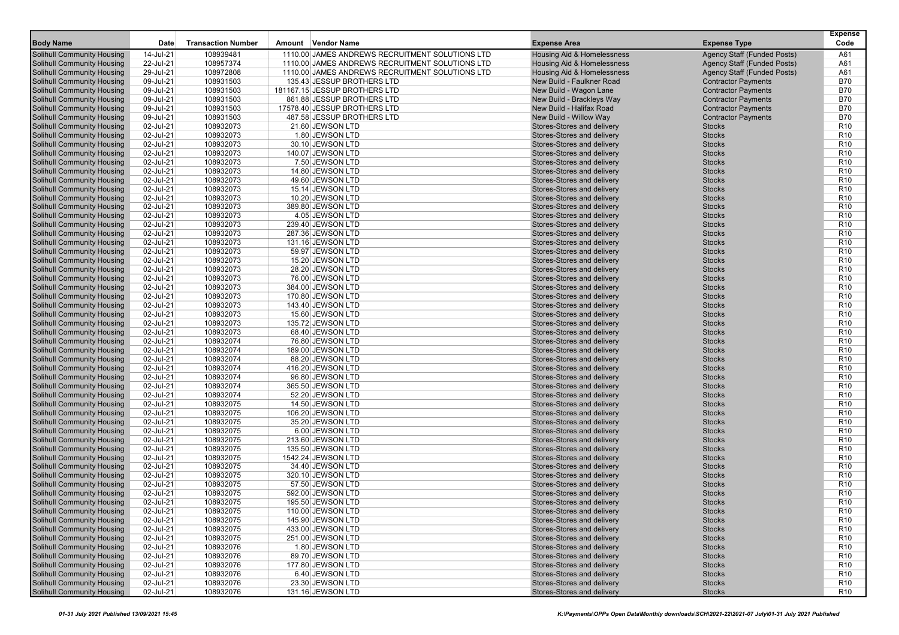| Body Name | Date | Transaction Number | Amount | Vendor Name | Expense Area | Expense Type | Expense Code |
|---|---|---|---|---|---|---|---|
| Solihull Community Housing | 14-Jul-21 | 108939481 | 1110.00 | JAMES ANDREWS RECRUITMENT SOLUTIONS LTD | Housing Aid & Homelessness | Agency Staff (Funded Posts) | A61 |
| Solihull Community Housing | 22-Jul-21 | 108957374 | 1110.00 | JAMES ANDREWS RECRUITMENT SOLUTIONS LTD | Housing Aid & Homelessness | Agency Staff (Funded Posts) | A61 |
| Solihull Community Housing | 29-Jul-21 | 108972808 | 1110.00 | JAMES ANDREWS RECRUITMENT SOLUTIONS LTD | Housing Aid & Homelessness | Agency Staff (Funded Posts) | A61 |
| Solihull Community Housing | 09-Jul-21 | 108931503 | 135.43 | JESSUP BROTHERS LTD | New Build - Faulkner Road | Contractor Payments | B70 |
| Solihull Community Housing | 09-Jul-21 | 108931503 | 181167.15 | JESSUP BROTHERS LTD | New Build - Wagon Lane | Contractor Payments | B70 |
| Solihull Community Housing | 09-Jul-21 | 108931503 | 861.88 | JESSUP BROTHERS LTD | New Build - Brackleys Way | Contractor Payments | B70 |
| Solihull Community Housing | 09-Jul-21 | 108931503 | 17578.40 | JESSUP BROTHERS LTD | New Build - Halifax Road | Contractor Payments | B70 |
| Solihull Community Housing | 09-Jul-21 | 108931503 | 487.58 | JESSUP BROTHERS LTD | New Build - Willow Way | Contractor Payments | B70 |
| Solihull Community Housing | 02-Jul-21 | 108932073 | 21.60 | JEWSON LTD | Stores-Stores and delivery | Stocks | R10 |
| Solihull Community Housing | 02-Jul-21 | 108932073 | 1.80 | JEWSON LTD | Stores-Stores and delivery | Stocks | R10 |
| Solihull Community Housing | 02-Jul-21 | 108932073 | 30.10 | JEWSON LTD | Stores-Stores and delivery | Stocks | R10 |
| Solihull Community Housing | 02-Jul-21 | 108932073 | 140.07 | JEWSON LTD | Stores-Stores and delivery | Stocks | R10 |
| Solihull Community Housing | 02-Jul-21 | 108932073 | 7.50 | JEWSON LTD | Stores-Stores and delivery | Stocks | R10 |
| Solihull Community Housing | 02-Jul-21 | 108932073 | 14.80 | JEWSON LTD | Stores-Stores and delivery | Stocks | R10 |
| Solihull Community Housing | 02-Jul-21 | 108932073 | 49.60 | JEWSON LTD | Stores-Stores and delivery | Stocks | R10 |
| Solihull Community Housing | 02-Jul-21 | 108932073 | 15.14 | JEWSON LTD | Stores-Stores and delivery | Stocks | R10 |
| Solihull Community Housing | 02-Jul-21 | 108932073 | 10.20 | JEWSON LTD | Stores-Stores and delivery | Stocks | R10 |
| Solihull Community Housing | 02-Jul-21 | 108932073 | 389.80 | JEWSON LTD | Stores-Stores and delivery | Stocks | R10 |
| Solihull Community Housing | 02-Jul-21 | 108932073 | 4.05 | JEWSON LTD | Stores-Stores and delivery | Stocks | R10 |
| Solihull Community Housing | 02-Jul-21 | 108932073 | 239.40 | JEWSON LTD | Stores-Stores and delivery | Stocks | R10 |
| Solihull Community Housing | 02-Jul-21 | 108932073 | 287.36 | JEWSON LTD | Stores-Stores and delivery | Stocks | R10 |
| Solihull Community Housing | 02-Jul-21 | 108932073 | 131.16 | JEWSON LTD | Stores-Stores and delivery | Stocks | R10 |
| Solihull Community Housing | 02-Jul-21 | 108932073 | 59.97 | JEWSON LTD | Stores-Stores and delivery | Stocks | R10 |
| Solihull Community Housing | 02-Jul-21 | 108932073 | 15.20 | JEWSON LTD | Stores-Stores and delivery | Stocks | R10 |
| Solihull Community Housing | 02-Jul-21 | 108932073 | 28.20 | JEWSON LTD | Stores-Stores and delivery | Stocks | R10 |
| Solihull Community Housing | 02-Jul-21 | 108932073 | 76.00 | JEWSON LTD | Stores-Stores and delivery | Stocks | R10 |
| Solihull Community Housing | 02-Jul-21 | 108932073 | 384.00 | JEWSON LTD | Stores-Stores and delivery | Stocks | R10 |
| Solihull Community Housing | 02-Jul-21 | 108932073 | 170.80 | JEWSON LTD | Stores-Stores and delivery | Stocks | R10 |
| Solihull Community Housing | 02-Jul-21 | 108932073 | 143.40 | JEWSON LTD | Stores-Stores and delivery | Stocks | R10 |
| Solihull Community Housing | 02-Jul-21 | 108932073 | 15.60 | JEWSON LTD | Stores-Stores and delivery | Stocks | R10 |
| Solihull Community Housing | 02-Jul-21 | 108932073 | 135.72 | JEWSON LTD | Stores-Stores and delivery | Stocks | R10 |
| Solihull Community Housing | 02-Jul-21 | 108932073 | 68.40 | JEWSON LTD | Stores-Stores and delivery | Stocks | R10 |
| Solihull Community Housing | 02-Jul-21 | 108932074 | 76.80 | JEWSON LTD | Stores-Stores and delivery | Stocks | R10 |
| Solihull Community Housing | 02-Jul-21 | 108932074 | 189.00 | JEWSON LTD | Stores-Stores and delivery | Stocks | R10 |
| Solihull Community Housing | 02-Jul-21 | 108932074 | 88.20 | JEWSON LTD | Stores-Stores and delivery | Stocks | R10 |
| Solihull Community Housing | 02-Jul-21 | 108932074 | 416.20 | JEWSON LTD | Stores-Stores and delivery | Stocks | R10 |
| Solihull Community Housing | 02-Jul-21 | 108932074 | 96.80 | JEWSON LTD | Stores-Stores and delivery | Stocks | R10 |
| Solihull Community Housing | 02-Jul-21 | 108932074 | 365.50 | JEWSON LTD | Stores-Stores and delivery | Stocks | R10 |
| Solihull Community Housing | 02-Jul-21 | 108932074 | 52.20 | JEWSON LTD | Stores-Stores and delivery | Stocks | R10 |
| Solihull Community Housing | 02-Jul-21 | 108932075 | 14.50 | JEWSON LTD | Stores-Stores and delivery | Stocks | R10 |
| Solihull Community Housing | 02-Jul-21 | 108932075 | 106.20 | JEWSON LTD | Stores-Stores and delivery | Stocks | R10 |
| Solihull Community Housing | 02-Jul-21 | 108932075 | 35.20 | JEWSON LTD | Stores-Stores and delivery | Stocks | R10 |
| Solihull Community Housing | 02-Jul-21 | 108932075 | 6.00 | JEWSON LTD | Stores-Stores and delivery | Stocks | R10 |
| Solihull Community Housing | 02-Jul-21 | 108932075 | 213.60 | JEWSON LTD | Stores-Stores and delivery | Stocks | R10 |
| Solihull Community Housing | 02-Jul-21 | 108932075 | 135.50 | JEWSON LTD | Stores-Stores and delivery | Stocks | R10 |
| Solihull Community Housing | 02-Jul-21 | 108932075 | 1542.24 | JEWSON LTD | Stores-Stores and delivery | Stocks | R10 |
| Solihull Community Housing | 02-Jul-21 | 108932075 | 34.40 | JEWSON LTD | Stores-Stores and delivery | Stocks | R10 |
| Solihull Community Housing | 02-Jul-21 | 108932075 | 320.10 | JEWSON LTD | Stores-Stores and delivery | Stocks | R10 |
| Solihull Community Housing | 02-Jul-21 | 108932075 | 57.50 | JEWSON LTD | Stores-Stores and delivery | Stocks | R10 |
| Solihull Community Housing | 02-Jul-21 | 108932075 | 592.00 | JEWSON LTD | Stores-Stores and delivery | Stocks | R10 |
| Solihull Community Housing | 02-Jul-21 | 108932075 | 195.50 | JEWSON LTD | Stores-Stores and delivery | Stocks | R10 |
| Solihull Community Housing | 02-Jul-21 | 108932075 | 110.00 | JEWSON LTD | Stores-Stores and delivery | Stocks | R10 |
| Solihull Community Housing | 02-Jul-21 | 108932075 | 145.90 | JEWSON LTD | Stores-Stores and delivery | Stocks | R10 |
| Solihull Community Housing | 02-Jul-21 | 108932075 | 433.00 | JEWSON LTD | Stores-Stores and delivery | Stocks | R10 |
| Solihull Community Housing | 02-Jul-21 | 108932075 | 251.00 | JEWSON LTD | Stores-Stores and delivery | Stocks | R10 |
| Solihull Community Housing | 02-Jul-21 | 108932076 | 1.80 | JEWSON LTD | Stores-Stores and delivery | Stocks | R10 |
| Solihull Community Housing | 02-Jul-21 | 108932076 | 89.70 | JEWSON LTD | Stores-Stores and delivery | Stocks | R10 |
| Solihull Community Housing | 02-Jul-21 | 108932076 | 177.80 | JEWSON LTD | Stores-Stores and delivery | Stocks | R10 |
| Solihull Community Housing | 02-Jul-21 | 108932076 | 6.40 | JEWSON LTD | Stores-Stores and delivery | Stocks | R10 |
| Solihull Community Housing | 02-Jul-21 | 108932076 | 23.30 | JEWSON LTD | Stores-Stores and delivery | Stocks | R10 |
| Solihull Community Housing | 02-Jul-21 | 108932076 | 131.16 | JEWSON LTD | Stores-Stores and delivery | Stocks | R10 |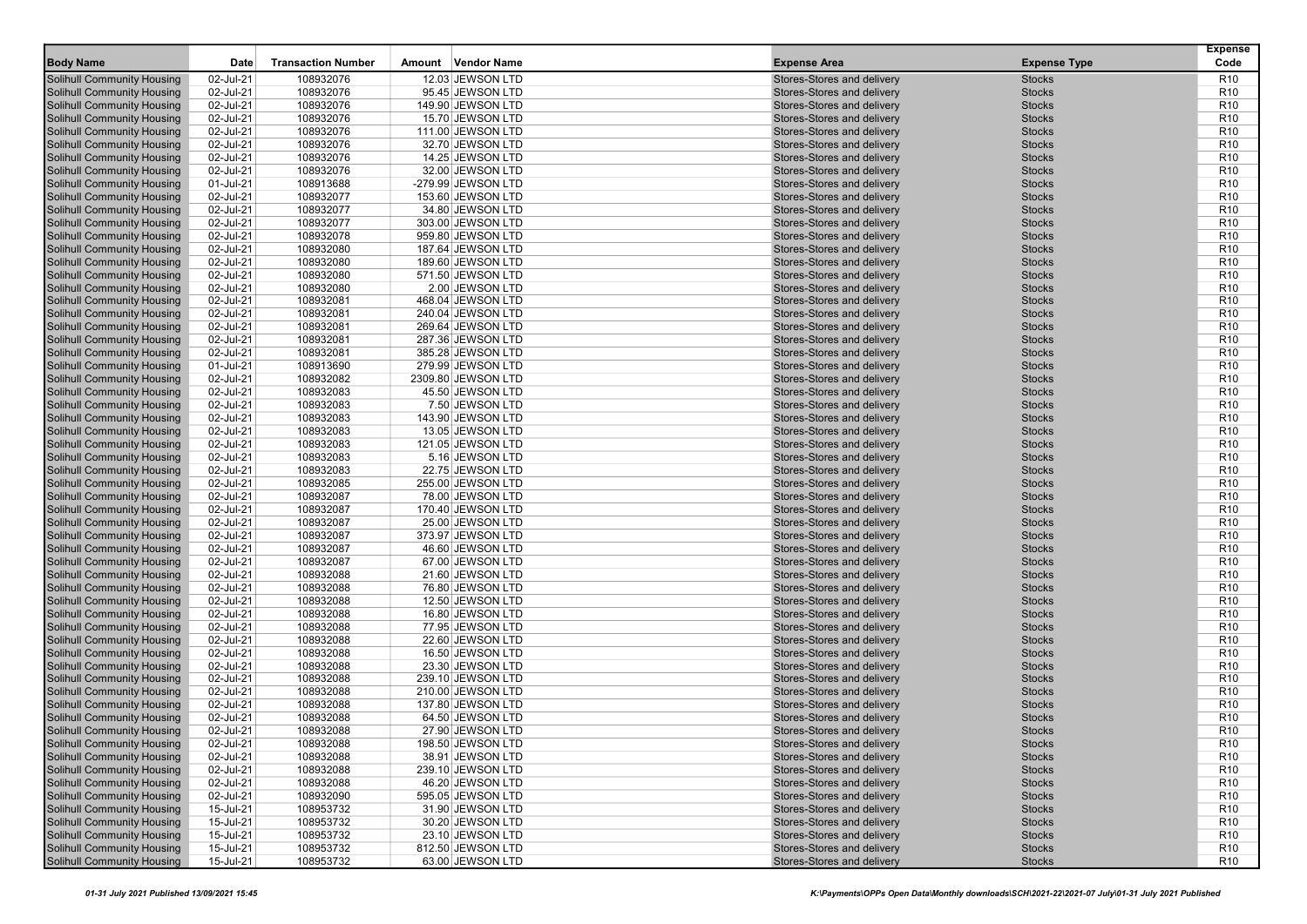| Body Name | Date | Transaction Number | Amount | Vendor Name | Expense Area | Expense Type | Expense Code |
|---|---|---|---|---|---|---|---|
| Solihull Community Housing | 02-Jul-21 | 108932076 | 12.03 | JEWSON LTD | Stores-Stores and delivery | Stocks | R10 |
| Solihull Community Housing | 02-Jul-21 | 108932076 | 95.45 | JEWSON LTD | Stores-Stores and delivery | Stocks | R10 |
| Solihull Community Housing | 02-Jul-21 | 108932076 | 149.90 | JEWSON LTD | Stores-Stores and delivery | Stocks | R10 |
| Solihull Community Housing | 02-Jul-21 | 108932076 | 15.70 | JEWSON LTD | Stores-Stores and delivery | Stocks | R10 |
| Solihull Community Housing | 02-Jul-21 | 108932076 | 111.00 | JEWSON LTD | Stores-Stores and delivery | Stocks | R10 |
| Solihull Community Housing | 02-Jul-21 | 108932076 | 32.70 | JEWSON LTD | Stores-Stores and delivery | Stocks | R10 |
| Solihull Community Housing | 02-Jul-21 | 108932076 | 14.25 | JEWSON LTD | Stores-Stores and delivery | Stocks | R10 |
| Solihull Community Housing | 02-Jul-21 | 108932076 | 32.00 | JEWSON LTD | Stores-Stores and delivery | Stocks | R10 |
| Solihull Community Housing | 01-Jul-21 | 108913688 | -279.99 | JEWSON LTD | Stores-Stores and delivery | Stocks | R10 |
| Solihull Community Housing | 02-Jul-21 | 108932077 | 153.60 | JEWSON LTD | Stores-Stores and delivery | Stocks | R10 |
| Solihull Community Housing | 02-Jul-21 | 108932077 | 34.80 | JEWSON LTD | Stores-Stores and delivery | Stocks | R10 |
| Solihull Community Housing | 02-Jul-21 | 108932077 | 303.00 | JEWSON LTD | Stores-Stores and delivery | Stocks | R10 |
| Solihull Community Housing | 02-Jul-21 | 108932078 | 959.80 | JEWSON LTD | Stores-Stores and delivery | Stocks | R10 |
| Solihull Community Housing | 02-Jul-21 | 108932080 | 187.64 | JEWSON LTD | Stores-Stores and delivery | Stocks | R10 |
| Solihull Community Housing | 02-Jul-21 | 108932080 | 189.60 | JEWSON LTD | Stores-Stores and delivery | Stocks | R10 |
| Solihull Community Housing | 02-Jul-21 | 108932080 | 571.50 | JEWSON LTD | Stores-Stores and delivery | Stocks | R10 |
| Solihull Community Housing | 02-Jul-21 | 108932080 | 2.00 | JEWSON LTD | Stores-Stores and delivery | Stocks | R10 |
| Solihull Community Housing | 02-Jul-21 | 108932081 | 468.04 | JEWSON LTD | Stores-Stores and delivery | Stocks | R10 |
| Solihull Community Housing | 02-Jul-21 | 108932081 | 240.04 | JEWSON LTD | Stores-Stores and delivery | Stocks | R10 |
| Solihull Community Housing | 02-Jul-21 | 108932081 | 269.64 | JEWSON LTD | Stores-Stores and delivery | Stocks | R10 |
| Solihull Community Housing | 02-Jul-21 | 108932081 | 287.36 | JEWSON LTD | Stores-Stores and delivery | Stocks | R10 |
| Solihull Community Housing | 02-Jul-21 | 108932081 | 385.28 | JEWSON LTD | Stores-Stores and delivery | Stocks | R10 |
| Solihull Community Housing | 01-Jul-21 | 108913690 | 279.99 | JEWSON LTD | Stores-Stores and delivery | Stocks | R10 |
| Solihull Community Housing | 02-Jul-21 | 108932082 | 2309.80 | JEWSON LTD | Stores-Stores and delivery | Stocks | R10 |
| Solihull Community Housing | 02-Jul-21 | 108932083 | 45.50 | JEWSON LTD | Stores-Stores and delivery | Stocks | R10 |
| Solihull Community Housing | 02-Jul-21 | 108932083 | 7.50 | JEWSON LTD | Stores-Stores and delivery | Stocks | R10 |
| Solihull Community Housing | 02-Jul-21 | 108932083 | 143.90 | JEWSON LTD | Stores-Stores and delivery | Stocks | R10 |
| Solihull Community Housing | 02-Jul-21 | 108932083 | 13.05 | JEWSON LTD | Stores-Stores and delivery | Stocks | R10 |
| Solihull Community Housing | 02-Jul-21 | 108932083 | 121.05 | JEWSON LTD | Stores-Stores and delivery | Stocks | R10 |
| Solihull Community Housing | 02-Jul-21 | 108932083 | 5.16 | JEWSON LTD | Stores-Stores and delivery | Stocks | R10 |
| Solihull Community Housing | 02-Jul-21 | 108932083 | 22.75 | JEWSON LTD | Stores-Stores and delivery | Stocks | R10 |
| Solihull Community Housing | 02-Jul-21 | 108932085 | 255.00 | JEWSON LTD | Stores-Stores and delivery | Stocks | R10 |
| Solihull Community Housing | 02-Jul-21 | 108932087 | 78.00 | JEWSON LTD | Stores-Stores and delivery | Stocks | R10 |
| Solihull Community Housing | 02-Jul-21 | 108932087 | 170.40 | JEWSON LTD | Stores-Stores and delivery | Stocks | R10 |
| Solihull Community Housing | 02-Jul-21 | 108932087 | 25.00 | JEWSON LTD | Stores-Stores and delivery | Stocks | R10 |
| Solihull Community Housing | 02-Jul-21 | 108932087 | 373.97 | JEWSON LTD | Stores-Stores and delivery | Stocks | R10 |
| Solihull Community Housing | 02-Jul-21 | 108932087 | 46.60 | JEWSON LTD | Stores-Stores and delivery | Stocks | R10 |
| Solihull Community Housing | 02-Jul-21 | 108932087 | 67.00 | JEWSON LTD | Stores-Stores and delivery | Stocks | R10 |
| Solihull Community Housing | 02-Jul-21 | 108932088 | 21.60 | JEWSON LTD | Stores-Stores and delivery | Stocks | R10 |
| Solihull Community Housing | 02-Jul-21 | 108932088 | 76.80 | JEWSON LTD | Stores-Stores and delivery | Stocks | R10 |
| Solihull Community Housing | 02-Jul-21 | 108932088 | 12.50 | JEWSON LTD | Stores-Stores and delivery | Stocks | R10 |
| Solihull Community Housing | 02-Jul-21 | 108932088 | 16.80 | JEWSON LTD | Stores-Stores and delivery | Stocks | R10 |
| Solihull Community Housing | 02-Jul-21 | 108932088 | 77.95 | JEWSON LTD | Stores-Stores and delivery | Stocks | R10 |
| Solihull Community Housing | 02-Jul-21 | 108932088 | 22.60 | JEWSON LTD | Stores-Stores and delivery | Stocks | R10 |
| Solihull Community Housing | 02-Jul-21 | 108932088 | 16.50 | JEWSON LTD | Stores-Stores and delivery | Stocks | R10 |
| Solihull Community Housing | 02-Jul-21 | 108932088 | 23.30 | JEWSON LTD | Stores-Stores and delivery | Stocks | R10 |
| Solihull Community Housing | 02-Jul-21 | 108932088 | 239.10 | JEWSON LTD | Stores-Stores and delivery | Stocks | R10 |
| Solihull Community Housing | 02-Jul-21 | 108932088 | 210.00 | JEWSON LTD | Stores-Stores and delivery | Stocks | R10 |
| Solihull Community Housing | 02-Jul-21 | 108932088 | 137.80 | JEWSON LTD | Stores-Stores and delivery | Stocks | R10 |
| Solihull Community Housing | 02-Jul-21 | 108932088 | 64.50 | JEWSON LTD | Stores-Stores and delivery | Stocks | R10 |
| Solihull Community Housing | 02-Jul-21 | 108932088 | 27.90 | JEWSON LTD | Stores-Stores and delivery | Stocks | R10 |
| Solihull Community Housing | 02-Jul-21 | 108932088 | 198.50 | JEWSON LTD | Stores-Stores and delivery | Stocks | R10 |
| Solihull Community Housing | 02-Jul-21 | 108932088 | 38.91 | JEWSON LTD | Stores-Stores and delivery | Stocks | R10 |
| Solihull Community Housing | 02-Jul-21 | 108932088 | 239.10 | JEWSON LTD | Stores-Stores and delivery | Stocks | R10 |
| Solihull Community Housing | 02-Jul-21 | 108932088 | 46.20 | JEWSON LTD | Stores-Stores and delivery | Stocks | R10 |
| Solihull Community Housing | 02-Jul-21 | 108932090 | 595.05 | JEWSON LTD | Stores-Stores and delivery | Stocks | R10 |
| Solihull Community Housing | 15-Jul-21 | 108953732 | 31.90 | JEWSON LTD | Stores-Stores and delivery | Stocks | R10 |
| Solihull Community Housing | 15-Jul-21 | 108953732 | 30.20 | JEWSON LTD | Stores-Stores and delivery | Stocks | R10 |
| Solihull Community Housing | 15-Jul-21 | 108953732 | 23.10 | JEWSON LTD | Stores-Stores and delivery | Stocks | R10 |
| Solihull Community Housing | 15-Jul-21 | 108953732 | 812.50 | JEWSON LTD | Stores-Stores and delivery | Stocks | R10 |
| Solihull Community Housing | 15-Jul-21 | 108953732 | 63.00 | JEWSON LTD | Stores-Stores and delivery | Stocks | R10 |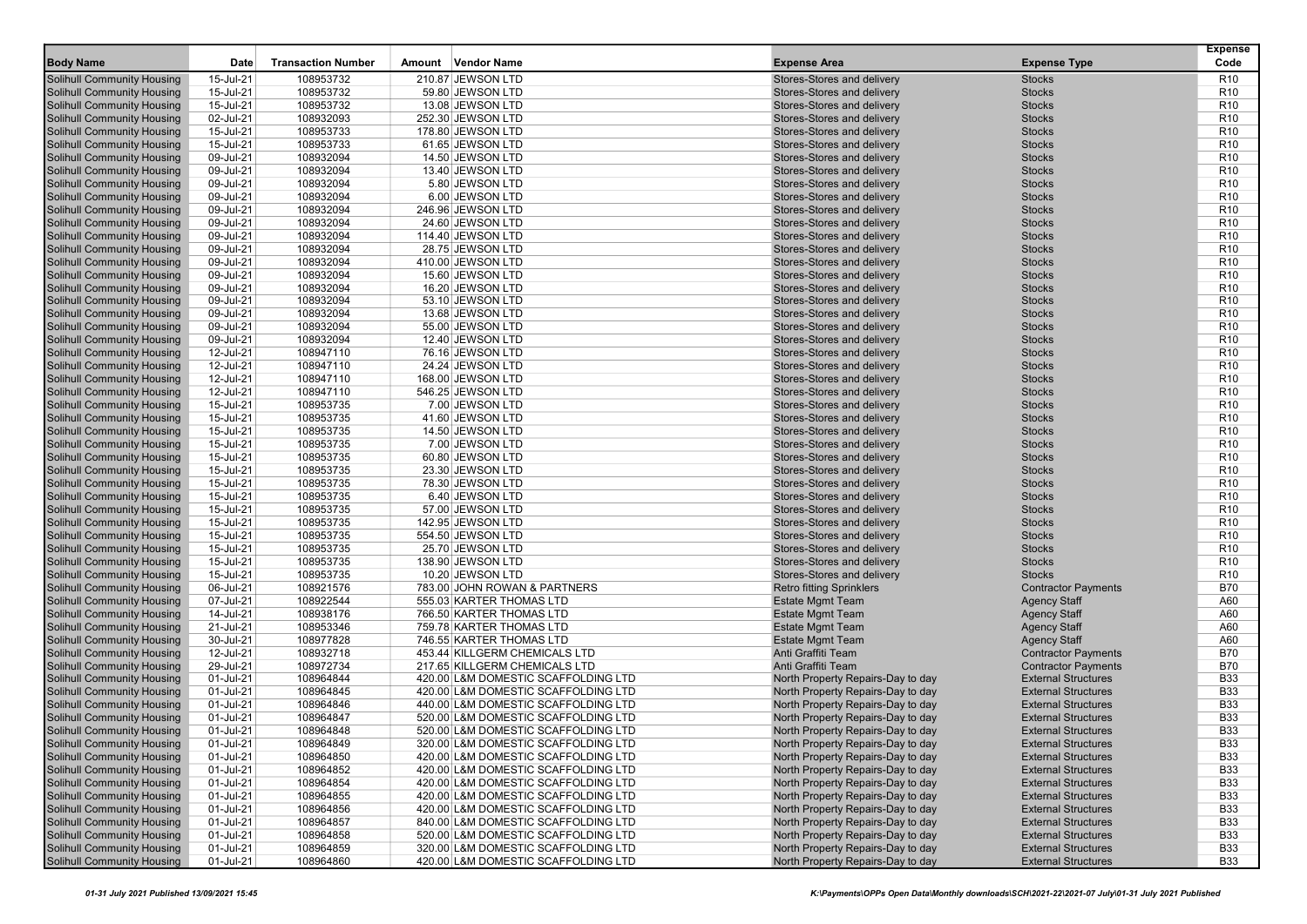| Body Name | Date | Transaction Number | Amount | Vendor Name | Expense Area | Expense Type | Expense Code |
|---|---|---|---|---|---|---|---|
| Solihull Community Housing | 15-Jul-21 | 108953732 | 210.87 | JEWSON LTD | Stores-Stores and delivery | Stocks | R10 |
| Solihull Community Housing | 15-Jul-21 | 108953732 | 59.80 | JEWSON LTD | Stores-Stores and delivery | Stocks | R10 |
| Solihull Community Housing | 15-Jul-21 | 108953732 | 13.08 | JEWSON LTD | Stores-Stores and delivery | Stocks | R10 |
| Solihull Community Housing | 02-Jul-21 | 108932093 | 252.30 | JEWSON LTD | Stores-Stores and delivery | Stocks | R10 |
| Solihull Community Housing | 15-Jul-21 | 108953733 | 178.80 | JEWSON LTD | Stores-Stores and delivery | Stocks | R10 |
| Solihull Community Housing | 15-Jul-21 | 108953733 | 61.65 | JEWSON LTD | Stores-Stores and delivery | Stocks | R10 |
| Solihull Community Housing | 09-Jul-21 | 108932094 | 14.50 | JEWSON LTD | Stores-Stores and delivery | Stocks | R10 |
| Solihull Community Housing | 09-Jul-21 | 108932094 | 13.40 | JEWSON LTD | Stores-Stores and delivery | Stocks | R10 |
| Solihull Community Housing | 09-Jul-21 | 108932094 | 5.80 | JEWSON LTD | Stores-Stores and delivery | Stocks | R10 |
| Solihull Community Housing | 09-Jul-21 | 108932094 | 6.00 | JEWSON LTD | Stores-Stores and delivery | Stocks | R10 |
| Solihull Community Housing | 09-Jul-21 | 108932094 | 246.96 | JEWSON LTD | Stores-Stores and delivery | Stocks | R10 |
| Solihull Community Housing | 09-Jul-21 | 108932094 | 24.60 | JEWSON LTD | Stores-Stores and delivery | Stocks | R10 |
| Solihull Community Housing | 09-Jul-21 | 108932094 | 114.40 | JEWSON LTD | Stores-Stores and delivery | Stocks | R10 |
| Solihull Community Housing | 09-Jul-21 | 108932094 | 28.75 | JEWSON LTD | Stores-Stores and delivery | Stocks | R10 |
| Solihull Community Housing | 09-Jul-21 | 108932094 | 410.00 | JEWSON LTD | Stores-Stores and delivery | Stocks | R10 |
| Solihull Community Housing | 09-Jul-21 | 108932094 | 15.60 | JEWSON LTD | Stores-Stores and delivery | Stocks | R10 |
| Solihull Community Housing | 09-Jul-21 | 108932094 | 16.20 | JEWSON LTD | Stores-Stores and delivery | Stocks | R10 |
| Solihull Community Housing | 09-Jul-21 | 108932094 | 53.10 | JEWSON LTD | Stores-Stores and delivery | Stocks | R10 |
| Solihull Community Housing | 09-Jul-21 | 108932094 | 13.68 | JEWSON LTD | Stores-Stores and delivery | Stocks | R10 |
| Solihull Community Housing | 09-Jul-21 | 108932094 | 55.00 | JEWSON LTD | Stores-Stores and delivery | Stocks | R10 |
| Solihull Community Housing | 09-Jul-21 | 108932094 | 12.40 | JEWSON LTD | Stores-Stores and delivery | Stocks | R10 |
| Solihull Community Housing | 12-Jul-21 | 108947110 | 76.16 | JEWSON LTD | Stores-Stores and delivery | Stocks | R10 |
| Solihull Community Housing | 12-Jul-21 | 108947110 | 24.24 | JEWSON LTD | Stores-Stores and delivery | Stocks | R10 |
| Solihull Community Housing | 12-Jul-21 | 108947110 | 168.00 | JEWSON LTD | Stores-Stores and delivery | Stocks | R10 |
| Solihull Community Housing | 12-Jul-21 | 108947110 | 546.25 | JEWSON LTD | Stores-Stores and delivery | Stocks | R10 |
| Solihull Community Housing | 15-Jul-21 | 108953735 | 7.00 | JEWSON LTD | Stores-Stores and delivery | Stocks | R10 |
| Solihull Community Housing | 15-Jul-21 | 108953735 | 41.60 | JEWSON LTD | Stores-Stores and delivery | Stocks | R10 |
| Solihull Community Housing | 15-Jul-21 | 108953735 | 14.50 | JEWSON LTD | Stores-Stores and delivery | Stocks | R10 |
| Solihull Community Housing | 15-Jul-21 | 108953735 | 7.00 | JEWSON LTD | Stores-Stores and delivery | Stocks | R10 |
| Solihull Community Housing | 15-Jul-21 | 108953735 | 60.80 | JEWSON LTD | Stores-Stores and delivery | Stocks | R10 |
| Solihull Community Housing | 15-Jul-21 | 108953735 | 23.30 | JEWSON LTD | Stores-Stores and delivery | Stocks | R10 |
| Solihull Community Housing | 15-Jul-21 | 108953735 | 78.30 | JEWSON LTD | Stores-Stores and delivery | Stocks | R10 |
| Solihull Community Housing | 15-Jul-21 | 108953735 | 6.40 | JEWSON LTD | Stores-Stores and delivery | Stocks | R10 |
| Solihull Community Housing | 15-Jul-21 | 108953735 | 57.00 | JEWSON LTD | Stores-Stores and delivery | Stocks | R10 |
| Solihull Community Housing | 15-Jul-21 | 108953735 | 142.95 | JEWSON LTD | Stores-Stores and delivery | Stocks | R10 |
| Solihull Community Housing | 15-Jul-21 | 108953735 | 554.50 | JEWSON LTD | Stores-Stores and delivery | Stocks | R10 |
| Solihull Community Housing | 15-Jul-21 | 108953735 | 25.70 | JEWSON LTD | Stores-Stores and delivery | Stocks | R10 |
| Solihull Community Housing | 15-Jul-21 | 108953735 | 138.90 | JEWSON LTD | Stores-Stores and delivery | Stocks | R10 |
| Solihull Community Housing | 15-Jul-21 | 108953735 | 10.20 | JEWSON LTD | Stores-Stores and delivery | Stocks | R10 |
| Solihull Community Housing | 06-Jul-21 | 108921576 | 783.00 | JOHN ROWAN & PARTNERS | Retro fitting Sprinklers | Contractor Payments | B70 |
| Solihull Community Housing | 07-Jul-21 | 108922544 | 555.03 | KARTER THOMAS LTD | Estate Mgmt Team | Agency Staff | A60 |
| Solihull Community Housing | 14-Jul-21 | 108938176 | 766.50 | KARTER THOMAS LTD | Estate Mgmt Team | Agency Staff | A60 |
| Solihull Community Housing | 21-Jul-21 | 108953346 | 759.78 | KARTER THOMAS LTD | Estate Mgmt Team | Agency Staff | A60 |
| Solihull Community Housing | 30-Jul-21 | 108977828 | 746.55 | KARTER THOMAS LTD | Estate Mgmt Team | Agency Staff | A60 |
| Solihull Community Housing | 12-Jul-21 | 108932718 | 453.44 | KILLGERM CHEMICALS LTD | Anti Graffiti Team | Contractor Payments | B70 |
| Solihull Community Housing | 29-Jul-21 | 108972734 | 217.65 | KILLGERM CHEMICALS LTD | Anti Graffiti Team | Contractor Payments | B70 |
| Solihull Community Housing | 01-Jul-21 | 108964844 | 420.00 | L&M DOMESTIC SCAFFOLDING LTD | North Property Repairs-Day to day | External Structures | B33 |
| Solihull Community Housing | 01-Jul-21 | 108964845 | 420.00 | L&M DOMESTIC SCAFFOLDING LTD | North Property Repairs-Day to day | External Structures | B33 |
| Solihull Community Housing | 01-Jul-21 | 108964846 | 440.00 | L&M DOMESTIC SCAFFOLDING LTD | North Property Repairs-Day to day | External Structures | B33 |
| Solihull Community Housing | 01-Jul-21 | 108964847 | 520.00 | L&M DOMESTIC SCAFFOLDING LTD | North Property Repairs-Day to day | External Structures | B33 |
| Solihull Community Housing | 01-Jul-21 | 108964848 | 520.00 | L&M DOMESTIC SCAFFOLDING LTD | North Property Repairs-Day to day | External Structures | B33 |
| Solihull Community Housing | 01-Jul-21 | 108964849 | 320.00 | L&M DOMESTIC SCAFFOLDING LTD | North Property Repairs-Day to day | External Structures | B33 |
| Solihull Community Housing | 01-Jul-21 | 108964850 | 420.00 | L&M DOMESTIC SCAFFOLDING LTD | North Property Repairs-Day to day | External Structures | B33 |
| Solihull Community Housing | 01-Jul-21 | 108964852 | 420.00 | L&M DOMESTIC SCAFFOLDING LTD | North Property Repairs-Day to day | External Structures | B33 |
| Solihull Community Housing | 01-Jul-21 | 108964854 | 420.00 | L&M DOMESTIC SCAFFOLDING LTD | North Property Repairs-Day to day | External Structures | B33 |
| Solihull Community Housing | 01-Jul-21 | 108964855 | 420.00 | L&M DOMESTIC SCAFFOLDING LTD | North Property Repairs-Day to day | External Structures | B33 |
| Solihull Community Housing | 01-Jul-21 | 108964856 | 420.00 | L&M DOMESTIC SCAFFOLDING LTD | North Property Repairs-Day to day | External Structures | B33 |
| Solihull Community Housing | 01-Jul-21 | 108964857 | 840.00 | L&M DOMESTIC SCAFFOLDING LTD | North Property Repairs-Day to day | External Structures | B33 |
| Solihull Community Housing | 01-Jul-21 | 108964858 | 520.00 | L&M DOMESTIC SCAFFOLDING LTD | North Property Repairs-Day to day | External Structures | B33 |
| Solihull Community Housing | 01-Jul-21 | 108964859 | 320.00 | L&M DOMESTIC SCAFFOLDING LTD | North Property Repairs-Day to day | External Structures | B33 |
| Solihull Community Housing | 01-Jul-21 | 108964860 | 420.00 | L&M DOMESTIC SCAFFOLDING LTD | North Property Repairs-Day to day | External Structures | B33 |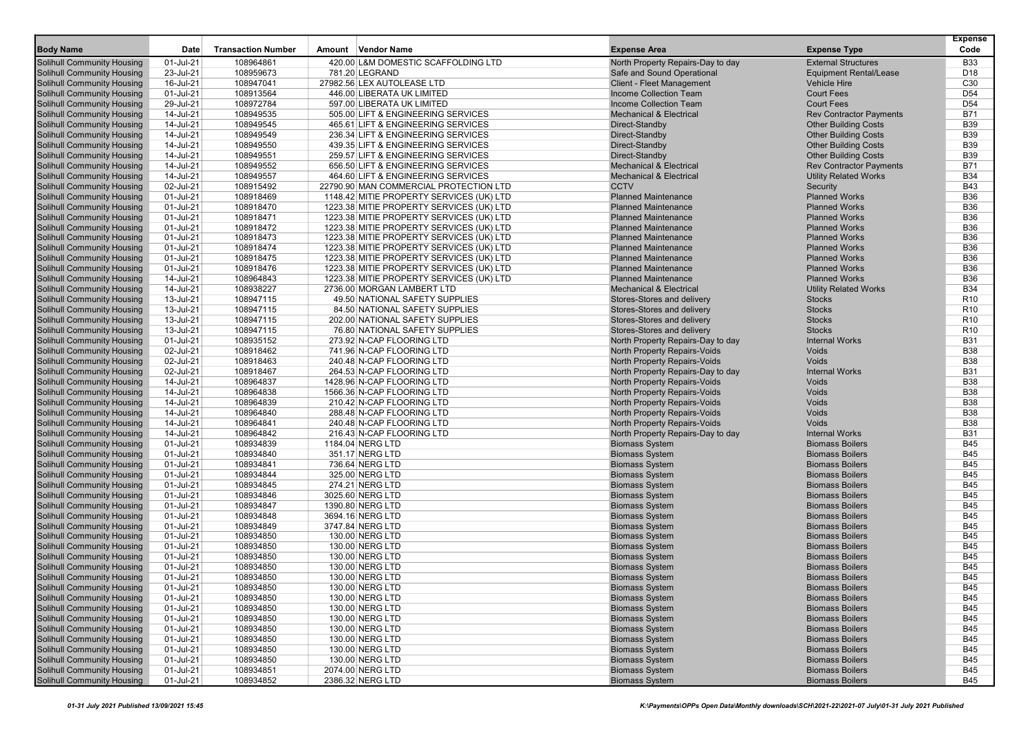| Body Name | Date | Transaction Number | Amount | Vendor Name | Expense Area | Expense Type | Expense Code |
|---|---|---|---|---|---|---|---|
| Solihull Community Housing | 01-Jul-21 | 108964861 | 420.00 | L&M DOMESTIC SCAFFOLDING LTD | North Property Repairs-Day to day | External Structures | B33 |
| Solihull Community Housing | 23-Jul-21 | 108959673 | 781.20 | LEGRAND | Safe and Sound Operational | Equipment Rental/Lease | D18 |
| Solihull Community Housing | 16-Jul-21 | 108947041 | 27982.56 | LEX AUTOLEASE LTD | Client - Fleet Management | Vehicle Hire | C30 |
| Solihull Community Housing | 01-Jul-21 | 108913564 | 446.00 | LIBERATA UK LIMITED | Income Collection Team | Court Fees | D54 |
| Solihull Community Housing | 29-Jul-21 | 108972784 | 597.00 | LIBERATA UK LIMITED | Income Collection Team | Court Fees | D54 |
| Solihull Community Housing | 14-Jul-21 | 108949535 | 505.00 | LIFT & ENGINEERING SERVICES | Mechanical & Electrical | Rev Contractor Payments | B71 |
| Solihull Community Housing | 14-Jul-21 | 108949545 | 465.61 | LIFT & ENGINEERING SERVICES | Direct-Standby | Other Building Costs | B39 |
| Solihull Community Housing | 14-Jul-21 | 108949549 | 236.34 | LIFT & ENGINEERING SERVICES | Direct-Standby | Other Building Costs | B39 |
| Solihull Community Housing | 14-Jul-21 | 108949550 | 439.35 | LIFT & ENGINEERING SERVICES | Direct-Standby | Other Building Costs | B39 |
| Solihull Community Housing | 14-Jul-21 | 108949551 | 259.57 | LIFT & ENGINEERING SERVICES | Direct-Standby | Other Building Costs | B39 |
| Solihull Community Housing | 14-Jul-21 | 108949552 | 656.50 | LIFT & ENGINEERING SERVICES | Mechanical & Electrical | Rev Contractor Payments | B71 |
| Solihull Community Housing | 14-Jul-21 | 108949557 | 464.60 | LIFT & ENGINEERING SERVICES | Mechanical & Electrical | Utility Related Works | B34 |
| Solihull Community Housing | 02-Jul-21 | 108915492 | 22790.90 | MAN COMMERCIAL PROTECTION LTD | CCTV | Security | B43 |
| Solihull Community Housing | 01-Jul-21 | 108918469 | 1148.42 | MITIE PROPERTY SERVICES (UK) LTD | Planned Maintenance | Planned Works | B36 |
| Solihull Community Housing | 01-Jul-21 | 108918470 | 1223.38 | MITIE PROPERTY SERVICES (UK) LTD | Planned Maintenance | Planned Works | B36 |
| Solihull Community Housing | 01-Jul-21 | 108918471 | 1223.38 | MITIE PROPERTY SERVICES (UK) LTD | Planned Maintenance | Planned Works | B36 |
| Solihull Community Housing | 01-Jul-21 | 108918472 | 1223.38 | MITIE PROPERTY SERVICES (UK) LTD | Planned Maintenance | Planned Works | B36 |
| Solihull Community Housing | 01-Jul-21 | 108918473 | 1223.38 | MITIE PROPERTY SERVICES (UK) LTD | Planned Maintenance | Planned Works | B36 |
| Solihull Community Housing | 01-Jul-21 | 108918474 | 1223.38 | MITIE PROPERTY SERVICES (UK) LTD | Planned Maintenance | Planned Works | B36 |
| Solihull Community Housing | 01-Jul-21 | 108918475 | 1223.38 | MITIE PROPERTY SERVICES (UK) LTD | Planned Maintenance | Planned Works | B36 |
| Solihull Community Housing | 01-Jul-21 | 108918476 | 1223.38 | MITIE PROPERTY SERVICES (UK) LTD | Planned Maintenance | Planned Works | B36 |
| Solihull Community Housing | 14-Jul-21 | 108964843 | 1223.38 | MITIE PROPERTY SERVICES (UK) LTD | Planned Maintenance | Planned Works | B36 |
| Solihull Community Housing | 14-Jul-21 | 108938227 | 2736.00 | MORGAN LAMBERT LTD | Mechanical & Electrical | Utility Related Works | B34 |
| Solihull Community Housing | 13-Jul-21 | 108947115 | 49.50 | NATIONAL SAFETY SUPPLIES | Stores-Stores and delivery | Stocks | R10 |
| Solihull Community Housing | 13-Jul-21 | 108947115 | 84.50 | NATIONAL SAFETY SUPPLIES | Stores-Stores and delivery | Stocks | R10 |
| Solihull Community Housing | 13-Jul-21 | 108947115 | 202.00 | NATIONAL SAFETY SUPPLIES | Stores-Stores and delivery | Stocks | R10 |
| Solihull Community Housing | 13-Jul-21 | 108947115 | 76.80 | NATIONAL SAFETY SUPPLIES | Stores-Stores and delivery | Stocks | R10 |
| Solihull Community Housing | 01-Jul-21 | 108935152 | 273.92 | N-CAP FLOORING LTD | North Property Repairs-Day to day | Internal Works | B31 |
| Solihull Community Housing | 02-Jul-21 | 108918462 | 741.96 | N-CAP FLOORING LTD | North Property Repairs-Voids | Voids | B38 |
| Solihull Community Housing | 02-Jul-21 | 108918463 | 240.48 | N-CAP FLOORING LTD | North Property Repairs-Voids | Voids | B38 |
| Solihull Community Housing | 02-Jul-21 | 108918467 | 264.53 | N-CAP FLOORING LTD | North Property Repairs-Day to day | Internal Works | B31 |
| Solihull Community Housing | 14-Jul-21 | 108964837 | 1428.96 | N-CAP FLOORING LTD | North Property Repairs-Voids | Voids | B38 |
| Solihull Community Housing | 14-Jul-21 | 108964838 | 1566.36 | N-CAP FLOORING LTD | North Property Repairs-Voids | Voids | B38 |
| Solihull Community Housing | 14-Jul-21 | 108964839 | 210.42 | N-CAP FLOORING LTD | North Property Repairs-Voids | Voids | B38 |
| Solihull Community Housing | 14-Jul-21 | 108964840 | 288.48 | N-CAP FLOORING LTD | North Property Repairs-Voids | Voids | B38 |
| Solihull Community Housing | 14-Jul-21 | 108964841 | 240.48 | N-CAP FLOORING LTD | North Property Repairs-Voids | Voids | B38 |
| Solihull Community Housing | 14-Jul-21 | 108964842 | 216.43 | N-CAP FLOORING LTD | North Property Repairs-Day to day | Internal Works | B31 |
| Solihull Community Housing | 01-Jul-21 | 108934839 | 1184.04 | NERG LTD | Biomass System | Biomass Boilers | B45 |
| Solihull Community Housing | 01-Jul-21 | 108934840 | 351.17 | NERG LTD | Biomass System | Biomass Boilers | B45 |
| Solihull Community Housing | 01-Jul-21 | 108934841 | 736.64 | NERG LTD | Biomass System | Biomass Boilers | B45 |
| Solihull Community Housing | 01-Jul-21 | 108934844 | 325.00 | NERG LTD | Biomass System | Biomass Boilers | B45 |
| Solihull Community Housing | 01-Jul-21 | 108934845 | 274.21 | NERG LTD | Biomass System | Biomass Boilers | B45 |
| Solihull Community Housing | 01-Jul-21 | 108934846 | 3025.60 | NERG LTD | Biomass System | Biomass Boilers | B45 |
| Solihull Community Housing | 01-Jul-21 | 108934847 | 1390.80 | NERG LTD | Biomass System | Biomass Boilers | B45 |
| Solihull Community Housing | 01-Jul-21 | 108934848 | 3694.16 | NERG LTD | Biomass System | Biomass Boilers | B45 |
| Solihull Community Housing | 01-Jul-21 | 108934849 | 3747.84 | NERG LTD | Biomass System | Biomass Boilers | B45 |
| Solihull Community Housing | 01-Jul-21 | 108934850 | 130.00 | NERG LTD | Biomass System | Biomass Boilers | B45 |
| Solihull Community Housing | 01-Jul-21 | 108934850 | 130.00 | NERG LTD | Biomass System | Biomass Boilers | B45 |
| Solihull Community Housing | 01-Jul-21 | 108934850 | 130.00 | NERG LTD | Biomass System | Biomass Boilers | B45 |
| Solihull Community Housing | 01-Jul-21 | 108934850 | 130.00 | NERG LTD | Biomass System | Biomass Boilers | B45 |
| Solihull Community Housing | 01-Jul-21 | 108934850 | 130.00 | NERG LTD | Biomass System | Biomass Boilers | B45 |
| Solihull Community Housing | 01-Jul-21 | 108934850 | 130.00 | NERG LTD | Biomass System | Biomass Boilers | B45 |
| Solihull Community Housing | 01-Jul-21 | 108934850 | 130.00 | NERG LTD | Biomass System | Biomass Boilers | B45 |
| Solihull Community Housing | 01-Jul-21 | 108934850 | 130.00 | NERG LTD | Biomass System | Biomass Boilers | B45 |
| Solihull Community Housing | 01-Jul-21 | 108934850 | 130.00 | NERG LTD | Biomass System | Biomass Boilers | B45 |
| Solihull Community Housing | 01-Jul-21 | 108934850 | 130.00 | NERG LTD | Biomass System | Biomass Boilers | B45 |
| Solihull Community Housing | 01-Jul-21 | 108934850 | 130.00 | NERG LTD | Biomass System | Biomass Boilers | B45 |
| Solihull Community Housing | 01-Jul-21 | 108934850 | 130.00 | NERG LTD | Biomass System | Biomass Boilers | B45 |
| Solihull Community Housing | 01-Jul-21 | 108934850 | 130.00 | NERG LTD | Biomass System | Biomass Boilers | B45 |
| Solihull Community Housing | 01-Jul-21 | 108934851 | 2074.00 | NERG LTD | Biomass System | Biomass Boilers | B45 |
| Solihull Community Housing | 01-Jul-21 | 108934852 | 2386.32 | NERG LTD | Biomass System | Biomass Boilers | B45 |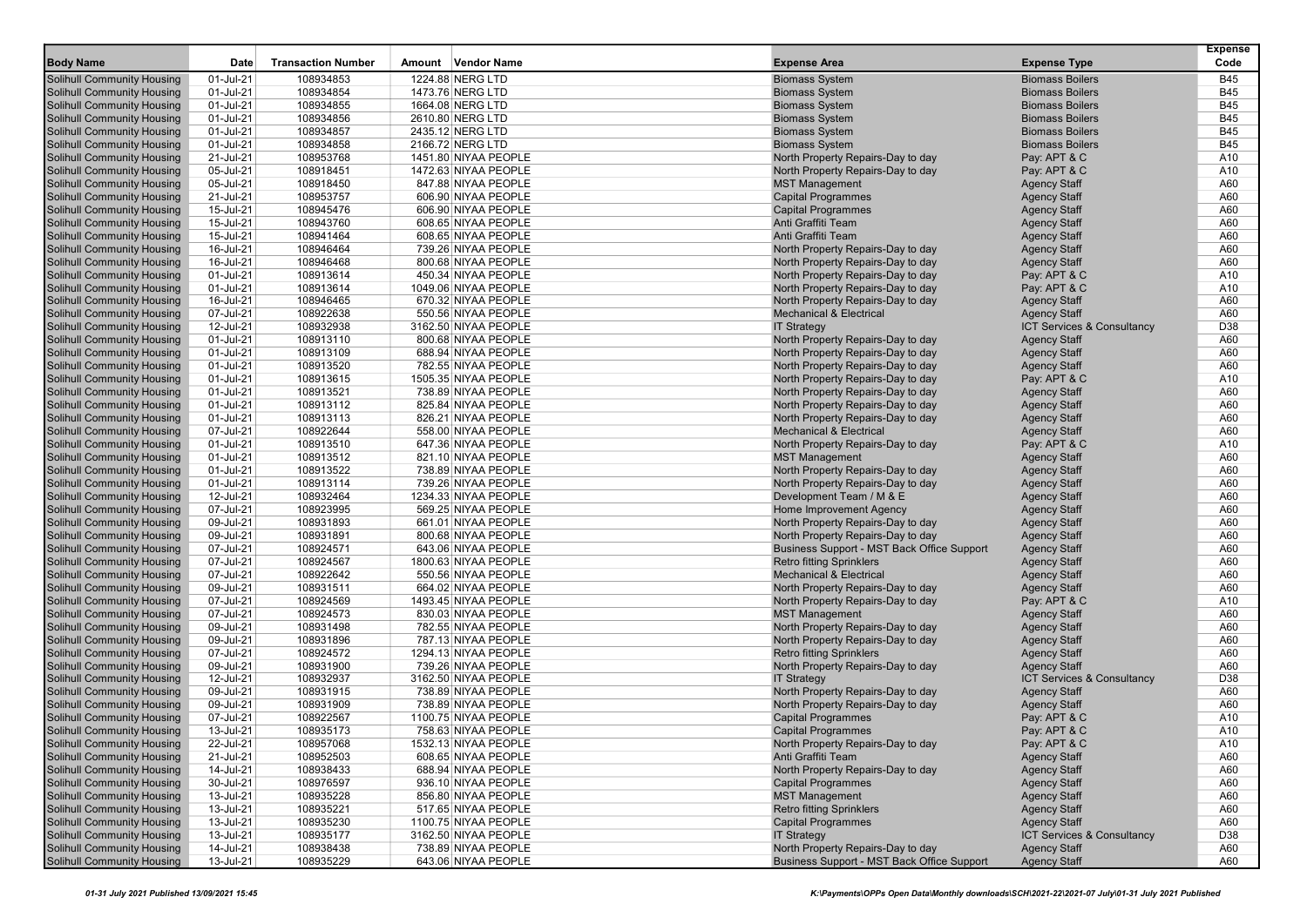| Body Name | Date | Transaction Number | Amount | Vendor Name | Expense Area | Expense Type | Expense Code |
|---|---|---|---|---|---|---|---|
| Solihull Community Housing | 01-Jul-21 | 108934853 | 1224.88 | NERG LTD | Biomass System | Biomass Boilers | B45 |
| Solihull Community Housing | 01-Jul-21 | 108934854 | 1473.76 | NERG LTD | Biomass System | Biomass Boilers | B45 |
| Solihull Community Housing | 01-Jul-21 | 108934855 | 1664.08 | NERG LTD | Biomass System | Biomass Boilers | B45 |
| Solihull Community Housing | 01-Jul-21 | 108934856 | 2610.80 | NERG LTD | Biomass System | Biomass Boilers | B45 |
| Solihull Community Housing | 01-Jul-21 | 108934857 | 2435.12 | NERG LTD | Biomass System | Biomass Boilers | B45 |
| Solihull Community Housing | 01-Jul-21 | 108934858 | 2166.72 | NERG LTD | Biomass System | Biomass Boilers | B45 |
| Solihull Community Housing | 21-Jul-21 | 108953768 | 1451.80 | NIYAA PEOPLE | North Property Repairs-Day to day | Pay: APT & C | A10 |
| Solihull Community Housing | 05-Jul-21 | 108918451 | 1472.63 | NIYAA PEOPLE | North Property Repairs-Day to day | Pay: APT & C | A10 |
| Solihull Community Housing | 05-Jul-21 | 108918450 | 847.88 | NIYAA PEOPLE | MST Management | Agency Staff | A60 |
| Solihull Community Housing | 21-Jul-21 | 108953757 | 606.90 | NIYAA PEOPLE | Capital Programmes | Agency Staff | A60 |
| Solihull Community Housing | 15-Jul-21 | 108945476 | 606.90 | NIYAA PEOPLE | Capital Programmes | Agency Staff | A60 |
| Solihull Community Housing | 15-Jul-21 | 108943760 | 608.65 | NIYAA PEOPLE | Anti Graffiti Team | Agency Staff | A60 |
| Solihull Community Housing | 15-Jul-21 | 108941464 | 608.65 | NIYAA PEOPLE | Anti Graffiti Team | Agency Staff | A60 |
| Solihull Community Housing | 16-Jul-21 | 108946464 | 739.26 | NIYAA PEOPLE | North Property Repairs-Day to day | Agency Staff | A60 |
| Solihull Community Housing | 16-Jul-21 | 108946468 | 800.68 | NIYAA PEOPLE | North Property Repairs-Day to day | Agency Staff | A60 |
| Solihull Community Housing | 01-Jul-21 | 108913614 | 450.34 | NIYAA PEOPLE | North Property Repairs-Day to day | Pay: APT & C | A10 |
| Solihull Community Housing | 01-Jul-21 | 108913614 | 1049.06 | NIYAA PEOPLE | North Property Repairs-Day to day | Pay: APT & C | A10 |
| Solihull Community Housing | 16-Jul-21 | 108946465 | 670.32 | NIYAA PEOPLE | North Property Repairs-Day to day | Agency Staff | A60 |
| Solihull Community Housing | 07-Jul-21 | 108922638 | 550.56 | NIYAA PEOPLE | Mechanical & Electrical | Agency Staff | A60 |
| Solihull Community Housing | 12-Jul-21 | 108932938 | 3162.50 | NIYAA PEOPLE | IT Strategy | ICT Services & Consultancy | D38 |
| Solihull Community Housing | 01-Jul-21 | 108913110 | 800.68 | NIYAA PEOPLE | North Property Repairs-Day to day | Agency Staff | A60 |
| Solihull Community Housing | 01-Jul-21 | 108913109 | 688.94 | NIYAA PEOPLE | North Property Repairs-Day to day | Agency Staff | A60 |
| Solihull Community Housing | 01-Jul-21 | 108913520 | 782.55 | NIYAA PEOPLE | North Property Repairs-Day to day | Agency Staff | A60 |
| Solihull Community Housing | 01-Jul-21 | 108913615 | 1505.35 | NIYAA PEOPLE | North Property Repairs-Day to day | Pay: APT & C | A10 |
| Solihull Community Housing | 01-Jul-21 | 108913521 | 738.89 | NIYAA PEOPLE | North Property Repairs-Day to day | Agency Staff | A60 |
| Solihull Community Housing | 01-Jul-21 | 108913112 | 825.84 | NIYAA PEOPLE | North Property Repairs-Day to day | Agency Staff | A60 |
| Solihull Community Housing | 01-Jul-21 | 108913113 | 826.21 | NIYAA PEOPLE | North Property Repairs-Day to day | Agency Staff | A60 |
| Solihull Community Housing | 07-Jul-21 | 108922644 | 558.00 | NIYAA PEOPLE | Mechanical & Electrical | Agency Staff | A60 |
| Solihull Community Housing | 01-Jul-21 | 108913510 | 647.36 | NIYAA PEOPLE | North Property Repairs-Day to day | Pay: APT & C | A10 |
| Solihull Community Housing | 01-Jul-21 | 108913512 | 821.10 | NIYAA PEOPLE | MST Management | Agency Staff | A60 |
| Solihull Community Housing | 01-Jul-21 | 108913522 | 738.89 | NIYAA PEOPLE | North Property Repairs-Day to day | Agency Staff | A60 |
| Solihull Community Housing | 01-Jul-21 | 108913114 | 739.26 | NIYAA PEOPLE | North Property Repairs-Day to day | Agency Staff | A60 |
| Solihull Community Housing | 12-Jul-21 | 108932464 | 1234.33 | NIYAA PEOPLE | Development Team / M & E | Agency Staff | A60 |
| Solihull Community Housing | 07-Jul-21 | 108923995 | 569.25 | NIYAA PEOPLE | Home Improvement Agency | Agency Staff | A60 |
| Solihull Community Housing | 09-Jul-21 | 108931893 | 661.01 | NIYAA PEOPLE | North Property Repairs-Day to day | Agency Staff | A60 |
| Solihull Community Housing | 09-Jul-21 | 108931891 | 800.68 | NIYAA PEOPLE | North Property Repairs-Day to day | Agency Staff | A60 |
| Solihull Community Housing | 07-Jul-21 | 108924571 | 643.06 | NIYAA PEOPLE | Business Support - MST Back Office Support | Agency Staff | A60 |
| Solihull Community Housing | 07-Jul-21 | 108924567 | 1800.63 | NIYAA PEOPLE | Retro fitting Sprinklers | Agency Staff | A60 |
| Solihull Community Housing | 07-Jul-21 | 108922642 | 550.56 | NIYAA PEOPLE | Mechanical & Electrical | Agency Staff | A60 |
| Solihull Community Housing | 09-Jul-21 | 108931511 | 664.02 | NIYAA PEOPLE | North Property Repairs-Day to day | Agency Staff | A60 |
| Solihull Community Housing | 07-Jul-21 | 108924569 | 1493.45 | NIYAA PEOPLE | North Property Repairs-Day to day | Pay: APT & C | A10 |
| Solihull Community Housing | 07-Jul-21 | 108924573 | 830.03 | NIYAA PEOPLE | MST Management | Agency Staff | A60 |
| Solihull Community Housing | 09-Jul-21 | 108931498 | 782.55 | NIYAA PEOPLE | North Property Repairs-Day to day | Agency Staff | A60 |
| Solihull Community Housing | 09-Jul-21 | 108931896 | 787.13 | NIYAA PEOPLE | North Property Repairs-Day to day | Agency Staff | A60 |
| Solihull Community Housing | 07-Jul-21 | 108924572 | 1294.13 | NIYAA PEOPLE | Retro fitting Sprinklers | Agency Staff | A60 |
| Solihull Community Housing | 09-Jul-21 | 108931900 | 739.26 | NIYAA PEOPLE | North Property Repairs-Day to day | Agency Staff | A60 |
| Solihull Community Housing | 12-Jul-21 | 108932937 | 3162.50 | NIYAA PEOPLE | IT Strategy | ICT Services & Consultancy | D38 |
| Solihull Community Housing | 09-Jul-21 | 108931915 | 738.89 | NIYAA PEOPLE | North Property Repairs-Day to day | Agency Staff | A60 |
| Solihull Community Housing | 09-Jul-21 | 108931909 | 738.89 | NIYAA PEOPLE | North Property Repairs-Day to day | Agency Staff | A60 |
| Solihull Community Housing | 07-Jul-21 | 108922567 | 1100.75 | NIYAA PEOPLE | Capital Programmes | Pay: APT & C | A10 |
| Solihull Community Housing | 13-Jul-21 | 108935173 | 758.63 | NIYAA PEOPLE | Capital Programmes | Pay: APT & C | A10 |
| Solihull Community Housing | 22-Jul-21 | 108957068 | 1532.13 | NIYAA PEOPLE | North Property Repairs-Day to day | Pay: APT & C | A10 |
| Solihull Community Housing | 21-Jul-21 | 108952503 | 608.65 | NIYAA PEOPLE | Anti Graffiti Team | Agency Staff | A60 |
| Solihull Community Housing | 14-Jul-21 | 108938433 | 688.94 | NIYAA PEOPLE | North Property Repairs-Day to day | Agency Staff | A60 |
| Solihull Community Housing | 30-Jul-21 | 108976597 | 936.10 | NIYAA PEOPLE | Capital Programmes | Agency Staff | A60 |
| Solihull Community Housing | 13-Jul-21 | 108935228 | 856.80 | NIYAA PEOPLE | MST Management | Agency Staff | A60 |
| Solihull Community Housing | 13-Jul-21 | 108935221 | 517.65 | NIYAA PEOPLE | Retro fitting Sprinklers | Agency Staff | A60 |
| Solihull Community Housing | 13-Jul-21 | 108935230 | 1100.75 | NIYAA PEOPLE | Capital Programmes | Agency Staff | A60 |
| Solihull Community Housing | 13-Jul-21 | 108935177 | 3162.50 | NIYAA PEOPLE | IT Strategy | ICT Services & Consultancy | D38 |
| Solihull Community Housing | 14-Jul-21 | 108938438 | 738.89 | NIYAA PEOPLE | North Property Repairs-Day to day | Agency Staff | A60 |
| Solihull Community Housing | 13-Jul-21 | 108935229 | 643.06 | NIYAA PEOPLE | Business Support - MST Back Office Support | Agency Staff | A60 |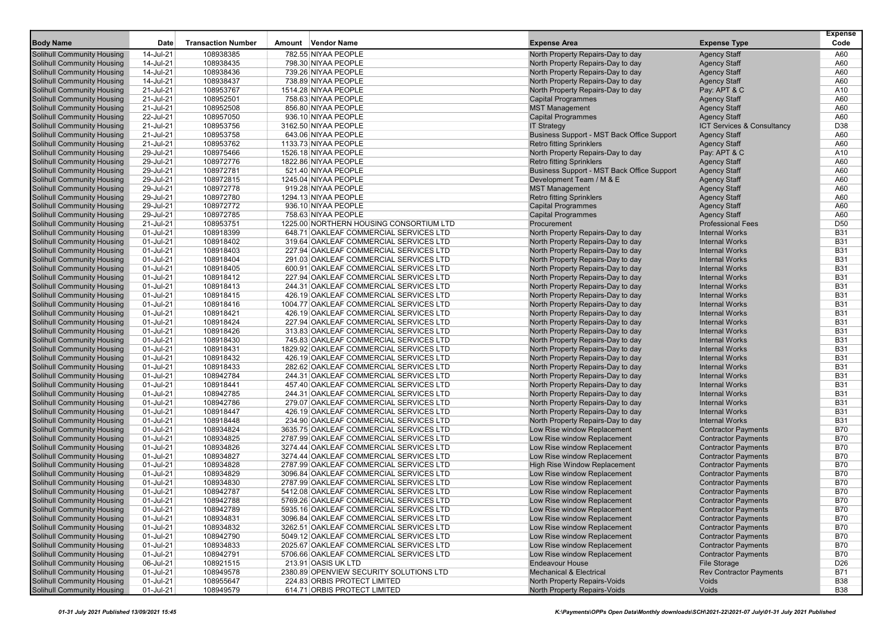| Body Name | Date | Transaction Number | Amount | Vendor Name | Expense Area | Expense Type | Expense Code |
|---|---|---|---|---|---|---|---|
| Solihull Community Housing | 14-Jul-21 | 108938385 | 782.55 | NIYAA PEOPLE | North Property Repairs-Day to day | Agency Staff | A60 |
| Solihull Community Housing | 14-Jul-21 | 108938435 | 798.30 | NIYAA PEOPLE | North Property Repairs-Day to day | Agency Staff | A60 |
| Solihull Community Housing | 14-Jul-21 | 108938436 | 739.26 | NIYAA PEOPLE | North Property Repairs-Day to day | Agency Staff | A60 |
| Solihull Community Housing | 14-Jul-21 | 108938437 | 738.89 | NIYAA PEOPLE | North Property Repairs-Day to day | Agency Staff | A60 |
| Solihull Community Housing | 21-Jul-21 | 108953767 | 1514.28 | NIYAA PEOPLE | North Property Repairs-Day to day | Pay: APT & C | A10 |
| Solihull Community Housing | 21-Jul-21 | 108952501 | 758.63 | NIYAA PEOPLE | Capital Programmes | Agency Staff | A60 |
| Solihull Community Housing | 21-Jul-21 | 108952508 | 856.80 | NIYAA PEOPLE | MST Management | Agency Staff | A60 |
| Solihull Community Housing | 22-Jul-21 | 108957050 | 936.10 | NIYAA PEOPLE | Capital Programmes | Agency Staff | A60 |
| Solihull Community Housing | 21-Jul-21 | 108953756 | 3162.50 | NIYAA PEOPLE | IT Strategy | ICT Services & Consultancy | D38 |
| Solihull Community Housing | 21-Jul-21 | 108953758 | 643.06 | NIYAA PEOPLE | Business Support - MST Back Office Support | Agency Staff | A60 |
| Solihull Community Housing | 21-Jul-21 | 108953762 | 1133.73 | NIYAA PEOPLE | Retro fitting Sprinklers | Agency Staff | A60 |
| Solihull Community Housing | 29-Jul-21 | 108975466 | 1526.18 | NIYAA PEOPLE | North Property Repairs-Day to day | Pay: APT & C | A10 |
| Solihull Community Housing | 29-Jul-21 | 108972776 | 1822.86 | NIYAA PEOPLE | Retro fitting Sprinklers | Agency Staff | A60 |
| Solihull Community Housing | 29-Jul-21 | 108972781 | 521.40 | NIYAA PEOPLE | Business Support - MST Back Office Support | Agency Staff | A60 |
| Solihull Community Housing | 29-Jul-21 | 108972815 | 1245.04 | NIYAA PEOPLE | Development Team / M & E | Agency Staff | A60 |
| Solihull Community Housing | 29-Jul-21 | 108972778 | 919.28 | NIYAA PEOPLE | MST Management | Agency Staff | A60 |
| Solihull Community Housing | 29-Jul-21 | 108972780 | 1294.13 | NIYAA PEOPLE | Retro fitting Sprinklers | Agency Staff | A60 |
| Solihull Community Housing | 29-Jul-21 | 108972772 | 936.10 | NIYAA PEOPLE | Capital Programmes | Agency Staff | A60 |
| Solihull Community Housing | 29-Jul-21 | 108972785 | 758.63 | NIYAA PEOPLE | Capital Programmes | Agency Staff | A60 |
| Solihull Community Housing | 21-Jul-21 | 108953751 | 1225.00 | NORTHERN HOUSING CONSORTIUM LTD | Procurement | Professional Fees | D50 |
| Solihull Community Housing | 01-Jul-21 | 108918399 | 648.71 | OAKLEAF COMMERCIAL SERVICES LTD | North Property Repairs-Day to day | Internal Works | B31 |
| Solihull Community Housing | 01-Jul-21 | 108918402 | 319.64 | OAKLEAF COMMERCIAL SERVICES LTD | North Property Repairs-Day to day | Internal Works | B31 |
| Solihull Community Housing | 01-Jul-21 | 108918403 | 227.94 | OAKLEAF COMMERCIAL SERVICES LTD | North Property Repairs-Day to day | Internal Works | B31 |
| Solihull Community Housing | 01-Jul-21 | 108918404 | 291.03 | OAKLEAF COMMERCIAL SERVICES LTD | North Property Repairs-Day to day | Internal Works | B31 |
| Solihull Community Housing | 01-Jul-21 | 108918405 | 600.91 | OAKLEAF COMMERCIAL SERVICES LTD | North Property Repairs-Day to day | Internal Works | B31 |
| Solihull Community Housing | 01-Jul-21 | 108918412 | 227.94 | OAKLEAF COMMERCIAL SERVICES LTD | North Property Repairs-Day to day | Internal Works | B31 |
| Solihull Community Housing | 01-Jul-21 | 108918413 | 244.31 | OAKLEAF COMMERCIAL SERVICES LTD | North Property Repairs-Day to day | Internal Works | B31 |
| Solihull Community Housing | 01-Jul-21 | 108918415 | 426.19 | OAKLEAF COMMERCIAL SERVICES LTD | North Property Repairs-Day to day | Internal Works | B31 |
| Solihull Community Housing | 01-Jul-21 | 108918416 | 1004.77 | OAKLEAF COMMERCIAL SERVICES LTD | North Property Repairs-Day to day | Internal Works | B31 |
| Solihull Community Housing | 01-Jul-21 | 108918421 | 426.19 | OAKLEAF COMMERCIAL SERVICES LTD | North Property Repairs-Day to day | Internal Works | B31 |
| Solihull Community Housing | 01-Jul-21 | 108918424 | 227.94 | OAKLEAF COMMERCIAL SERVICES LTD | North Property Repairs-Day to day | Internal Works | B31 |
| Solihull Community Housing | 01-Jul-21 | 108918426 | 313.83 | OAKLEAF COMMERCIAL SERVICES LTD | North Property Repairs-Day to day | Internal Works | B31 |
| Solihull Community Housing | 01-Jul-21 | 108918430 | 745.83 | OAKLEAF COMMERCIAL SERVICES LTD | North Property Repairs-Day to day | Internal Works | B31 |
| Solihull Community Housing | 01-Jul-21 | 108918431 | 1829.92 | OAKLEAF COMMERCIAL SERVICES LTD | North Property Repairs-Day to day | Internal Works | B31 |
| Solihull Community Housing | 01-Jul-21 | 108918432 | 426.19 | OAKLEAF COMMERCIAL SERVICES LTD | North Property Repairs-Day to day | Internal Works | B31 |
| Solihull Community Housing | 01-Jul-21 | 108918433 | 282.62 | OAKLEAF COMMERCIAL SERVICES LTD | North Property Repairs-Day to day | Internal Works | B31 |
| Solihull Community Housing | 01-Jul-21 | 108942784 | 244.31 | OAKLEAF COMMERCIAL SERVICES LTD | North Property Repairs-Day to day | Internal Works | B31 |
| Solihull Community Housing | 01-Jul-21 | 108918441 | 457.40 | OAKLEAF COMMERCIAL SERVICES LTD | North Property Repairs-Day to day | Internal Works | B31 |
| Solihull Community Housing | 01-Jul-21 | 108942785 | 244.31 | OAKLEAF COMMERCIAL SERVICES LTD | North Property Repairs-Day to day | Internal Works | B31 |
| Solihull Community Housing | 01-Jul-21 | 108942786 | 279.07 | OAKLEAF COMMERCIAL SERVICES LTD | North Property Repairs-Day to day | Internal Works | B31 |
| Solihull Community Housing | 01-Jul-21 | 108918447 | 426.19 | OAKLEAF COMMERCIAL SERVICES LTD | North Property Repairs-Day to day | Internal Works | B31 |
| Solihull Community Housing | 01-Jul-21 | 108918448 | 234.90 | OAKLEAF COMMERCIAL SERVICES LTD | North Property Repairs-Day to day | Internal Works | B31 |
| Solihull Community Housing | 01-Jul-21 | 108934824 | 3635.75 | OAKLEAF COMMERCIAL SERVICES LTD | Low Rise window Replacement | Contractor Payments | B70 |
| Solihull Community Housing | 01-Jul-21 | 108934825 | 2787.99 | OAKLEAF COMMERCIAL SERVICES LTD | Low Rise window Replacement | Contractor Payments | B70 |
| Solihull Community Housing | 01-Jul-21 | 108934826 | 3274.44 | OAKLEAF COMMERCIAL SERVICES LTD | Low Rise window Replacement | Contractor Payments | B70 |
| Solihull Community Housing | 01-Jul-21 | 108934827 | 3274.44 | OAKLEAF COMMERCIAL SERVICES LTD | Low Rise window Replacement | Contractor Payments | B70 |
| Solihull Community Housing | 01-Jul-21 | 108934828 | 2787.99 | OAKLEAF COMMERCIAL SERVICES LTD | High Rise Window Replacement | Contractor Payments | B70 |
| Solihull Community Housing | 01-Jul-21 | 108934829 | 3096.84 | OAKLEAF COMMERCIAL SERVICES LTD | Low Rise window Replacement | Contractor Payments | B70 |
| Solihull Community Housing | 01-Jul-21 | 108934830 | 2787.99 | OAKLEAF COMMERCIAL SERVICES LTD | Low Rise window Replacement | Contractor Payments | B70 |
| Solihull Community Housing | 01-Jul-21 | 108942787 | 5412.08 | OAKLEAF COMMERCIAL SERVICES LTD | Low Rise window Replacement | Contractor Payments | B70 |
| Solihull Community Housing | 01-Jul-21 | 108942788 | 5769.26 | OAKLEAF COMMERCIAL SERVICES LTD | Low Rise window Replacement | Contractor Payments | B70 |
| Solihull Community Housing | 01-Jul-21 | 108942789 | 5935.16 | OAKLEAF COMMERCIAL SERVICES LTD | Low Rise window Replacement | Contractor Payments | B70 |
| Solihull Community Housing | 01-Jul-21 | 108934831 | 3096.84 | OAKLEAF COMMERCIAL SERVICES LTD | Low Rise window Replacement | Contractor Payments | B70 |
| Solihull Community Housing | 01-Jul-21 | 108934832 | 3262.51 | OAKLEAF COMMERCIAL SERVICES LTD | Low Rise window Replacement | Contractor Payments | B70 |
| Solihull Community Housing | 01-Jul-21 | 108942790 | 5049.12 | OAKLEAF COMMERCIAL SERVICES LTD | Low Rise window Replacement | Contractor Payments | B70 |
| Solihull Community Housing | 01-Jul-21 | 108934833 | 2025.67 | OAKLEAF COMMERCIAL SERVICES LTD | Low Rise window Replacement | Contractor Payments | B70 |
| Solihull Community Housing | 01-Jul-21 | 108942791 | 5706.66 | OAKLEAF COMMERCIAL SERVICES LTD | Low Rise window Replacement | Contractor Payments | B70 |
| Solihull Community Housing | 06-Jul-21 | 108921515 | 213.91 | OASIS UK LTD | Endeavour House | File Storage | D26 |
| Solihull Community Housing | 01-Jul-21 | 108949578 | 2380.89 | OPENVIEW SECURITY SOLUTIONS LTD | Mechanical & Electrical | Rev Contractor Payments | B71 |
| Solihull Community Housing | 01-Jul-21 | 108955647 | 224.83 | ORBIS PROTECT LIMITED | North Property Repairs-Voids | Voids | B38 |
| Solihull Community Housing | 01-Jul-21 | 108949579 | 614.71 | ORBIS PROTECT LIMITED | North Property Repairs-Voids | Voids | B38 |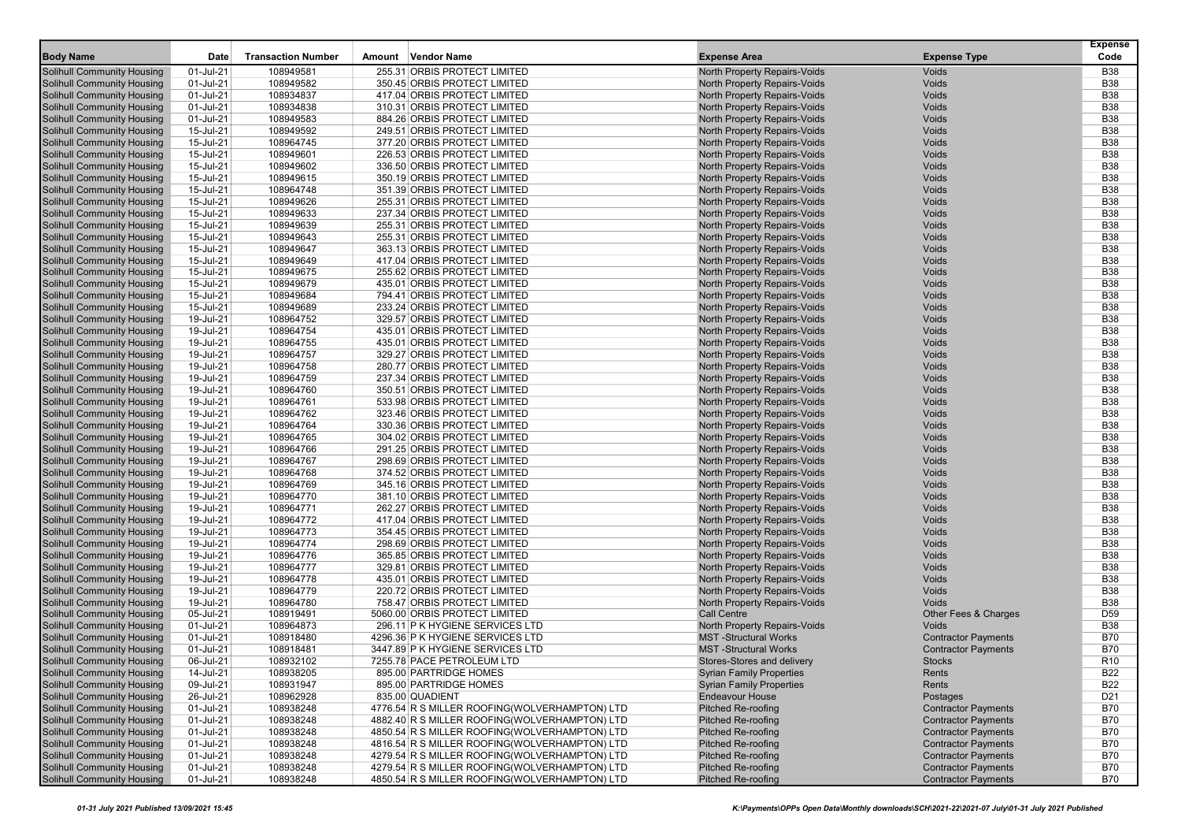| Body Name | Date | Transaction Number | Amount | Vendor Name | Expense Area | Expense Type | Expense Code |
|---|---|---|---|---|---|---|---|
| Solihull Community Housing | 01-Jul-21 | 108949581 | 255.31 | ORBIS PROTECT LIMITED | North Property Repairs-Voids | Voids | B38 |
| Solihull Community Housing | 01-Jul-21 | 108949582 | 350.45 | ORBIS PROTECT LIMITED | North Property Repairs-Voids | Voids | B38 |
| Solihull Community Housing | 01-Jul-21 | 108934837 | 417.04 | ORBIS PROTECT LIMITED | North Property Repairs-Voids | Voids | B38 |
| Solihull Community Housing | 01-Jul-21 | 108934838 | 310.31 | ORBIS PROTECT LIMITED | North Property Repairs-Voids | Voids | B38 |
| Solihull Community Housing | 01-Jul-21 | 108949583 | 884.26 | ORBIS PROTECT LIMITED | North Property Repairs-Voids | Voids | B38 |
| Solihull Community Housing | 15-Jul-21 | 108949592 | 249.51 | ORBIS PROTECT LIMITED | North Property Repairs-Voids | Voids | B38 |
| Solihull Community Housing | 15-Jul-21 | 108964745 | 377.20 | ORBIS PROTECT LIMITED | North Property Repairs-Voids | Voids | B38 |
| Solihull Community Housing | 15-Jul-21 | 108949601 | 226.53 | ORBIS PROTECT LIMITED | North Property Repairs-Voids | Voids | B38 |
| Solihull Community Housing | 15-Jul-21 | 108949602 | 336.50 | ORBIS PROTECT LIMITED | North Property Repairs-Voids | Voids | B38 |
| Solihull Community Housing | 15-Jul-21 | 108949615 | 350.19 | ORBIS PROTECT LIMITED | North Property Repairs-Voids | Voids | B38 |
| Solihull Community Housing | 15-Jul-21 | 108964748 | 351.39 | ORBIS PROTECT LIMITED | North Property Repairs-Voids | Voids | B38 |
| Solihull Community Housing | 15-Jul-21 | 108949626 | 255.31 | ORBIS PROTECT LIMITED | North Property Repairs-Voids | Voids | B38 |
| Solihull Community Housing | 15-Jul-21 | 108949633 | 237.34 | ORBIS PROTECT LIMITED | North Property Repairs-Voids | Voids | B38 |
| Solihull Community Housing | 15-Jul-21 | 108949639 | 255.31 | ORBIS PROTECT LIMITED | North Property Repairs-Voids | Voids | B38 |
| Solihull Community Housing | 15-Jul-21 | 108949643 | 255.31 | ORBIS PROTECT LIMITED | North Property Repairs-Voids | Voids | B38 |
| Solihull Community Housing | 15-Jul-21 | 108949647 | 363.13 | ORBIS PROTECT LIMITED | North Property Repairs-Voids | Voids | B38 |
| Solihull Community Housing | 15-Jul-21 | 108949649 | 417.04 | ORBIS PROTECT LIMITED | North Property Repairs-Voids | Voids | B38 |
| Solihull Community Housing | 15-Jul-21 | 108949675 | 255.62 | ORBIS PROTECT LIMITED | North Property Repairs-Voids | Voids | B38 |
| Solihull Community Housing | 15-Jul-21 | 108949679 | 435.01 | ORBIS PROTECT LIMITED | North Property Repairs-Voids | Voids | B38 |
| Solihull Community Housing | 15-Jul-21 | 108949684 | 794.41 | ORBIS PROTECT LIMITED | North Property Repairs-Voids | Voids | B38 |
| Solihull Community Housing | 15-Jul-21 | 108949689 | 233.24 | ORBIS PROTECT LIMITED | North Property Repairs-Voids | Voids | B38 |
| Solihull Community Housing | 19-Jul-21 | 108964752 | 329.57 | ORBIS PROTECT LIMITED | North Property Repairs-Voids | Voids | B38 |
| Solihull Community Housing | 19-Jul-21 | 108964754 | 435.01 | ORBIS PROTECT LIMITED | North Property Repairs-Voids | Voids | B38 |
| Solihull Community Housing | 19-Jul-21 | 108964755 | 435.01 | ORBIS PROTECT LIMITED | North Property Repairs-Voids | Voids | B38 |
| Solihull Community Housing | 19-Jul-21 | 108964757 | 329.27 | ORBIS PROTECT LIMITED | North Property Repairs-Voids | Voids | B38 |
| Solihull Community Housing | 19-Jul-21 | 108964758 | 280.77 | ORBIS PROTECT LIMITED | North Property Repairs-Voids | Voids | B38 |
| Solihull Community Housing | 19-Jul-21 | 108964759 | 237.34 | ORBIS PROTECT LIMITED | North Property Repairs-Voids | Voids | B38 |
| Solihull Community Housing | 19-Jul-21 | 108964760 | 350.51 | ORBIS PROTECT LIMITED | North Property Repairs-Voids | Voids | B38 |
| Solihull Community Housing | 19-Jul-21 | 108964761 | 533.98 | ORBIS PROTECT LIMITED | North Property Repairs-Voids | Voids | B38 |
| Solihull Community Housing | 19-Jul-21 | 108964762 | 323.46 | ORBIS PROTECT LIMITED | North Property Repairs-Voids | Voids | B38 |
| Solihull Community Housing | 19-Jul-21 | 108964764 | 330.36 | ORBIS PROTECT LIMITED | North Property Repairs-Voids | Voids | B38 |
| Solihull Community Housing | 19-Jul-21 | 108964765 | 304.02 | ORBIS PROTECT LIMITED | North Property Repairs-Voids | Voids | B38 |
| Solihull Community Housing | 19-Jul-21 | 108964766 | 291.25 | ORBIS PROTECT LIMITED | North Property Repairs-Voids | Voids | B38 |
| Solihull Community Housing | 19-Jul-21 | 108964767 | 298.69 | ORBIS PROTECT LIMITED | North Property Repairs-Voids | Voids | B38 |
| Solihull Community Housing | 19-Jul-21 | 108964768 | 374.52 | ORBIS PROTECT LIMITED | North Property Repairs-Voids | Voids | B38 |
| Solihull Community Housing | 19-Jul-21 | 108964769 | 345.16 | ORBIS PROTECT LIMITED | North Property Repairs-Voids | Voids | B38 |
| Solihull Community Housing | 19-Jul-21 | 108964770 | 381.10 | ORBIS PROTECT LIMITED | North Property Repairs-Voids | Voids | B38 |
| Solihull Community Housing | 19-Jul-21 | 108964771 | 262.27 | ORBIS PROTECT LIMITED | North Property Repairs-Voids | Voids | B38 |
| Solihull Community Housing | 19-Jul-21 | 108964772 | 417.04 | ORBIS PROTECT LIMITED | North Property Repairs-Voids | Voids | B38 |
| Solihull Community Housing | 19-Jul-21 | 108964773 | 354.45 | ORBIS PROTECT LIMITED | North Property Repairs-Voids | Voids | B38 |
| Solihull Community Housing | 19-Jul-21 | 108964774 | 298.69 | ORBIS PROTECT LIMITED | North Property Repairs-Voids | Voids | B38 |
| Solihull Community Housing | 19-Jul-21 | 108964776 | 365.85 | ORBIS PROTECT LIMITED | North Property Repairs-Voids | Voids | B38 |
| Solihull Community Housing | 19-Jul-21 | 108964777 | 329.81 | ORBIS PROTECT LIMITED | North Property Repairs-Voids | Voids | B38 |
| Solihull Community Housing | 19-Jul-21 | 108964778 | 435.01 | ORBIS PROTECT LIMITED | North Property Repairs-Voids | Voids | B38 |
| Solihull Community Housing | 19-Jul-21 | 108964779 | 220.72 | ORBIS PROTECT LIMITED | North Property Repairs-Voids | Voids | B38 |
| Solihull Community Housing | 19-Jul-21 | 108964780 | 758.47 | ORBIS PROTECT LIMITED | North Property Repairs-Voids | Voids | B38 |
| Solihull Community Housing | 05-Jul-21 | 108919491 | 5060.00 | ORBIS PROTECT LIMITED | Call Centre | Other Fees & Charges | D59 |
| Solihull Community Housing | 01-Jul-21 | 108964873 | 296.11 | P K HYGIENE SERVICES LTD | North Property Repairs-Voids | Voids | B38 |
| Solihull Community Housing | 01-Jul-21 | 108918480 | 4296.36 | P K HYGIENE SERVICES LTD | MST -Structural Works | Contractor Payments | B70 |
| Solihull Community Housing | 01-Jul-21 | 108918481 | 3447.89 | P K HYGIENE SERVICES LTD | MST -Structural Works | Contractor Payments | B70 |
| Solihull Community Housing | 06-Jul-21 | 108932102 | 7255.78 | PACE PETROLEUM LTD | Stores-Stores and delivery | Stocks | R10 |
| Solihull Community Housing | 14-Jul-21 | 108938205 | 895.00 | PARTRIDGE HOMES | Syrian Family Properties | Rents | B22 |
| Solihull Community Housing | 09-Jul-21 | 108931947 | 895.00 | PARTRIDGE HOMES | Syrian Family Properties | Rents | B22 |
| Solihull Community Housing | 26-Jul-21 | 108962928 | 835.00 | QUADIENT | Endeavour House | Postages | D21 |
| Solihull Community Housing | 01-Jul-21 | 108938248 | 4776.54 | R S MILLER ROOFING(WOLVERHAMPTON) LTD | Pitched Re-roofing | Contractor Payments | B70 |
| Solihull Community Housing | 01-Jul-21 | 108938248 | 4882.40 | R S MILLER ROOFING(WOLVERHAMPTON) LTD | Pitched Re-roofing | Contractor Payments | B70 |
| Solihull Community Housing | 01-Jul-21 | 108938248 | 4850.54 | R S MILLER ROOFING(WOLVERHAMPTON) LTD | Pitched Re-roofing | Contractor Payments | B70 |
| Solihull Community Housing | 01-Jul-21 | 108938248 | 4816.54 | R S MILLER ROOFING(WOLVERHAMPTON) LTD | Pitched Re-roofing | Contractor Payments | B70 |
| Solihull Community Housing | 01-Jul-21 | 108938248 | 4279.54 | R S MILLER ROOFING(WOLVERHAMPTON) LTD | Pitched Re-roofing | Contractor Payments | B70 |
| Solihull Community Housing | 01-Jul-21 | 108938248 | 4279.54 | R S MILLER ROOFING(WOLVERHAMPTON) LTD | Pitched Re-roofing | Contractor Payments | B70 |
| Solihull Community Housing | 01-Jul-21 | 108938248 | 4850.54 | R S MILLER ROOFING(WOLVERHAMPTON) LTD | Pitched Re-roofing | Contractor Payments | B70 |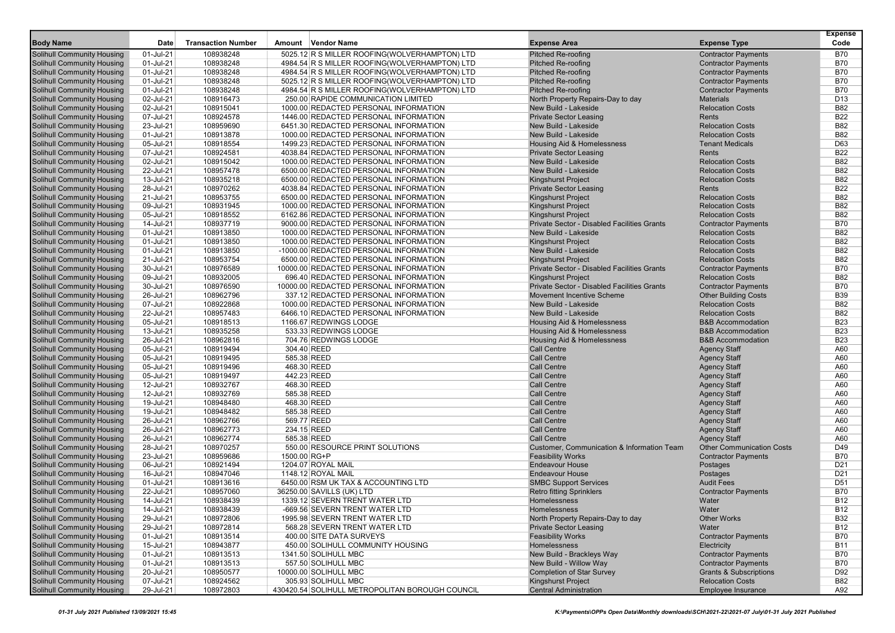| Body Name | Date | Transaction Number | Amount | Vendor Name | Expense Area | Expense Type | Expense Code |
|---|---|---|---|---|---|---|---|
| Solihull Community Housing | 01-Jul-21 | 108938248 | 5025.12 | R S MILLER ROOFING(WOLVERHAMPTON) LTD | Pitched Re-roofing | Contractor Payments | B70 |
| Solihull Community Housing | 01-Jul-21 | 108938248 | 4984.54 | R S MILLER ROOFING(WOLVERHAMPTON) LTD | Pitched Re-roofing | Contractor Payments | B70 |
| Solihull Community Housing | 01-Jul-21 | 108938248 | 4984.54 | R S MILLER ROOFING(WOLVERHAMPTON) LTD | Pitched Re-roofing | Contractor Payments | B70 |
| Solihull Community Housing | 01-Jul-21 | 108938248 | 5025.12 | R S MILLER ROOFING(WOLVERHAMPTON) LTD | Pitched Re-roofing | Contractor Payments | B70 |
| Solihull Community Housing | 01-Jul-21 | 108938248 | 4984.54 | R S MILLER ROOFING(WOLVERHAMPTON) LTD | Pitched Re-roofing | Contractor Payments | B70 |
| Solihull Community Housing | 02-Jul-21 | 108916473 | 250.00 | RAPIDE COMMUNICATION LIMITED | North Property Repairs-Day to day | Materials | D13 |
| Solihull Community Housing | 02-Jul-21 | 108915041 | 1000.00 | REDACTED PERSONAL INFORMATION | New Build - Lakeside | Relocation Costs | B82 |
| Solihull Community Housing | 07-Jul-21 | 108924578 | 1446.00 | REDACTED PERSONAL INFORMATION | Private Sector Leasing | Rents | B22 |
| Solihull Community Housing | 23-Jul-21 | 108959690 | 6451.30 | REDACTED PERSONAL INFORMATION | New Build - Lakeside | Relocation Costs | B82 |
| Solihull Community Housing | 01-Jul-21 | 108913878 | 1000.00 | REDACTED PERSONAL INFORMATION | New Build - Lakeside | Relocation Costs | B82 |
| Solihull Community Housing | 05-Jul-21 | 108918554 | 1499.23 | REDACTED PERSONAL INFORMATION | Housing Aid & Homelessness | Tenant Medicals | D63 |
| Solihull Community Housing | 07-Jul-21 | 108924581 | 4038.84 | REDACTED PERSONAL INFORMATION | Private Sector Leasing | Rents | B22 |
| Solihull Community Housing | 02-Jul-21 | 108915042 | 1000.00 | REDACTED PERSONAL INFORMATION | New Build - Lakeside | Relocation Costs | B82 |
| Solihull Community Housing | 22-Jul-21 | 108957478 | 6500.00 | REDACTED PERSONAL INFORMATION | New Build - Lakeside | Relocation Costs | B82 |
| Solihull Community Housing | 13-Jul-21 | 108935218 | 6500.00 | REDACTED PERSONAL INFORMATION | Kingshurst Project | Relocation Costs | B82 |
| Solihull Community Housing | 28-Jul-21 | 108970262 | 4038.84 | REDACTED PERSONAL INFORMATION | Private Sector Leasing | Rents | B22 |
| Solihull Community Housing | 21-Jul-21 | 108953755 | 6500.00 | REDACTED PERSONAL INFORMATION | Kingshurst Project | Relocation Costs | B82 |
| Solihull Community Housing | 09-Jul-21 | 108931945 | 1000.00 | REDACTED PERSONAL INFORMATION | Kingshurst Project | Relocation Costs | B82 |
| Solihull Community Housing | 05-Jul-21 | 108918552 | 6162.86 | REDACTED PERSONAL INFORMATION | Kingshurst Project | Relocation Costs | B82 |
| Solihull Community Housing | 14-Jul-21 | 108937719 | 9000.00 | REDACTED PERSONAL INFORMATION | Private Sector - Disabled Facilities Grants | Contractor Payments | B70 |
| Solihull Community Housing | 01-Jul-21 | 108913850 | 1000.00 | REDACTED PERSONAL INFORMATION | New Build - Lakeside | Relocation Costs | B82 |
| Solihull Community Housing | 01-Jul-21 | 108913850 | 1000.00 | REDACTED PERSONAL INFORMATION | Kingshurst Project | Relocation Costs | B82 |
| Solihull Community Housing | 01-Jul-21 | 108913850 | -1000.00 | REDACTED PERSONAL INFORMATION | New Build - Lakeside | Relocation Costs | B82 |
| Solihull Community Housing | 21-Jul-21 | 108953754 | 6500.00 | REDACTED PERSONAL INFORMATION | Kingshurst Project | Relocation Costs | B82 |
| Solihull Community Housing | 30-Jul-21 | 108976589 | 10000.00 | REDACTED PERSONAL INFORMATION | Private Sector - Disabled Facilities Grants | Contractor Payments | B70 |
| Solihull Community Housing | 09-Jul-21 | 108932005 | 696.40 | REDACTED PERSONAL INFORMATION | Kingshurst Project | Relocation Costs | B82 |
| Solihull Community Housing | 30-Jul-21 | 108976590 | 10000.00 | REDACTED PERSONAL INFORMATION | Private Sector - Disabled Facilities Grants | Contractor Payments | B70 |
| Solihull Community Housing | 26-Jul-21 | 108962796 | 337.12 | REDACTED PERSONAL INFORMATION | Movement Incentive Scheme | Other Building Costs | B39 |
| Solihull Community Housing | 07-Jul-21 | 108922868 | 1000.00 | REDACTED PERSONAL INFORMATION | New Build - Lakeside | Relocation Costs | B82 |
| Solihull Community Housing | 22-Jul-21 | 108957483 | 6466.10 | REDACTED PERSONAL INFORMATION | New Build - Lakeside | Relocation Costs | B82 |
| Solihull Community Housing | 05-Jul-21 | 108918513 | 1166.67 | REDWINGS LODGE | Housing Aid & Homelessness | B&B Accommodation | B23 |
| Solihull Community Housing | 13-Jul-21 | 108935258 | 533.33 | REDWINGS LODGE | Housing Aid & Homelessness | B&B Accommodation | B23 |
| Solihull Community Housing | 26-Jul-21 | 108962816 | 704.76 | REDWINGS LODGE | Housing Aid & Homelessness | B&B Accommodation | B23 |
| Solihull Community Housing | 05-Jul-21 | 108919494 | 304.40 | REED | Call Centre | Agency Staff | A60 |
| Solihull Community Housing | 05-Jul-21 | 108919495 | 585.38 | REED | Call Centre | Agency Staff | A60 |
| Solihull Community Housing | 05-Jul-21 | 108919496 | 468.30 | REED | Call Centre | Agency Staff | A60 |
| Solihull Community Housing | 05-Jul-21 | 108919497 | 442.23 | REED | Call Centre | Agency Staff | A60 |
| Solihull Community Housing | 12-Jul-21 | 108932767 | 468.30 | REED | Call Centre | Agency Staff | A60 |
| Solihull Community Housing | 12-Jul-21 | 108932769 | 585.38 | REED | Call Centre | Agency Staff | A60 |
| Solihull Community Housing | 19-Jul-21 | 108948480 | 468.30 | REED | Call Centre | Agency Staff | A60 |
| Solihull Community Housing | 19-Jul-21 | 108948482 | 585.38 | REED | Call Centre | Agency Staff | A60 |
| Solihull Community Housing | 26-Jul-21 | 108962766 | 569.77 | REED | Call Centre | Agency Staff | A60 |
| Solihull Community Housing | 26-Jul-21 | 108962773 | 234.15 | REED | Call Centre | Agency Staff | A60 |
| Solihull Community Housing | 26-Jul-21 | 108962774 | 585.38 | REED | Call Centre | Agency Staff | A60 |
| Solihull Community Housing | 28-Jul-21 | 108970257 | 550.00 | RESOURCE PRINT SOLUTIONS | Customer, Communication & Information Team | Other Communication Costs | D49 |
| Solihull Community Housing | 23-Jul-21 | 108959686 | 1500.00 | RG+P | Feasibility Works | Contractor Payments | B70 |
| Solihull Community Housing | 06-Jul-21 | 108921494 | 1204.07 | ROYAL MAIL | Endeavour House | Postages | D21 |
| Solihull Community Housing | 16-Jul-21 | 108947046 | 1148.12 | ROYAL MAIL | Endeavour House | Postages | D21 |
| Solihull Community Housing | 01-Jul-21 | 108913616 | 6450.00 | RSM UK TAX & ACCOUNTING LTD | SMBC Support Services | Audit Fees | D51 |
| Solihull Community Housing | 22-Jul-21 | 108957060 | 36250.00 | SAVILLS (UK) LTD | Retro fitting Sprinklers | Contractor Payments | B70 |
| Solihull Community Housing | 14-Jul-21 | 108938439 | 1339.12 | SEVERN TRENT WATER LTD | Homelessness | Water | B12 |
| Solihull Community Housing | 14-Jul-21 | 108938439 | -669.56 | SEVERN TRENT WATER LTD | Homelessness | Water | B12 |
| Solihull Community Housing | 29-Jul-21 | 108972806 | 1995.98 | SEVERN TRENT WATER LTD | North Property Repairs-Day to day | Other Works | B32 |
| Solihull Community Housing | 29-Jul-21 | 108972814 | 568.28 | SEVERN TRENT WATER LTD | Private Sector Leasing | Water | B12 |
| Solihull Community Housing | 01-Jul-21 | 108913514 | 400.00 | SITE DATA SURVEYS | Feasibility Works | Contractor Payments | B70 |
| Solihull Community Housing | 15-Jul-21 | 108943877 | 450.00 | SOLIHULL COMMUNITY HOUSING | Homelessness | Electricity | B11 |
| Solihull Community Housing | 01-Jul-21 | 108913513 | 1341.50 | SOLIHULL MBC | New Build - Brackleys Way | Contractor Payments | B70 |
| Solihull Community Housing | 01-Jul-21 | 108913513 | 557.50 | SOLIHULL MBC | New Build - Willow Way | Contractor Payments | B70 |
| Solihull Community Housing | 20-Jul-21 | 108950577 | 10000.00 | SOLIHULL MBC | Completion of Star Survey | Grants & Subscriptions | D92 |
| Solihull Community Housing | 07-Jul-21 | 108924562 | 305.93 | SOLIHULL MBC | Kingshurst Project | Relocation Costs | B82 |
| Solihull Community Housing | 29-Jul-21 | 108972803 | 430420.54 | SOLIHULL METROPOLITAN BOROUGH COUNCIL | Central Administration | Employee Insurance | A92 |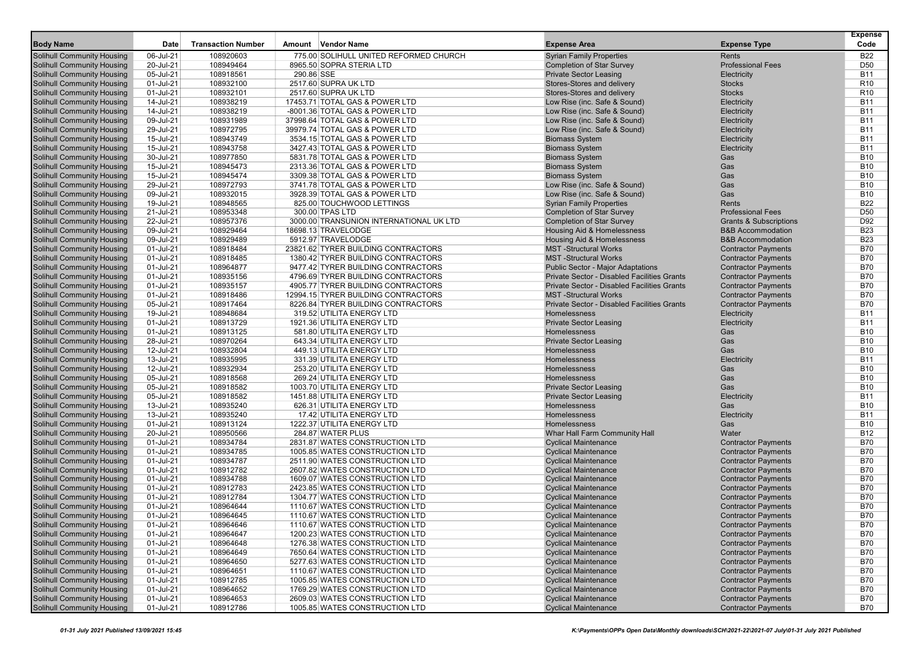| Body Name | Date | Transaction Number | Amount | Vendor Name | Expense Area | Expense Type | Expense Code |
|---|---|---|---|---|---|---|---|
| Solihull Community Housing | 06-Jul-21 | 108920603 | 775.00 | SOLIHULL UNITED REFORMED CHURCH | Syrian Family Properties | Rents | B22 |
| Solihull Community Housing | 20-Jul-21 | 108949464 | 8965.50 | SOPRA STERIA LTD | Completion of Star Survey | Professional Fees | D50 |
| Solihull Community Housing | 05-Jul-21 | 108918561 | 290.86 | SSE | Private Sector Leasing | Electricity | B11 |
| Solihull Community Housing | 01-Jul-21 | 108932100 | 2517.60 | SUPRA UK LTD | Stores-Stores and delivery | Stocks | R10 |
| Solihull Community Housing | 01-Jul-21 | 108932101 | 2517.60 | SUPRA UK LTD | Stores-Stores and delivery | Stocks | R10 |
| Solihull Community Housing | 14-Jul-21 | 108938219 | 17453.71 | TOTAL GAS & POWER LTD | Low Rise (inc. Safe & Sound) | Electricity | B11 |
| Solihull Community Housing | 14-Jul-21 | 108938219 | -8001.36 | TOTAL GAS & POWER LTD | Low Rise (inc. Safe & Sound) | Electricity | B11 |
| Solihull Community Housing | 09-Jul-21 | 108931989 | 37998.64 | TOTAL GAS & POWER LTD | Low Rise (inc. Safe & Sound) | Electricity | B11 |
| Solihull Community Housing | 29-Jul-21 | 108972795 | 39979.74 | TOTAL GAS & POWER LTD | Low Rise (inc. Safe & Sound) | Electricity | B11 |
| Solihull Community Housing | 15-Jul-21 | 108943749 | 3534.15 | TOTAL GAS & POWER LTD | Biomass System | Electricity | B11 |
| Solihull Community Housing | 15-Jul-21 | 108943758 | 3427.43 | TOTAL GAS & POWER LTD | Biomass System | Electricity | B11 |
| Solihull Community Housing | 30-Jul-21 | 108977850 | 5831.78 | TOTAL GAS & POWER LTD | Biomass System | Gas | B10 |
| Solihull Community Housing | 15-Jul-21 | 108945473 | 2313.36 | TOTAL GAS & POWER LTD | Biomass System | Gas | B10 |
| Solihull Community Housing | 15-Jul-21 | 108945474 | 3309.38 | TOTAL GAS & POWER LTD | Biomass System | Gas | B10 |
| Solihull Community Housing | 29-Jul-21 | 108972793 | 3741.78 | TOTAL GAS & POWER LTD | Low Rise (inc. Safe & Sound) | Gas | B10 |
| Solihull Community Housing | 09-Jul-21 | 108932015 | 3928.39 | TOTAL GAS & POWER LTD | Low Rise (inc. Safe & Sound) | Gas | B10 |
| Solihull Community Housing | 19-Jul-21 | 108948565 | 825.00 | TOUCHWOOD LETTINGS | Syrian Family Properties | Rents | B22 |
| Solihull Community Housing | 21-Jul-21 | 108953348 | 300.00 | TPAS LTD | Completion of Star Survey | Professional Fees | D50 |
| Solihull Community Housing | 22-Jul-21 | 108957376 | 3000.00 | TRANSUNION INTERNATIONAL UK LTD | Completion of Star Survey | Grants & Subscriptions | D92 |
| Solihull Community Housing | 09-Jul-21 | 108929464 | 18698.13 | TRAVELODGE | Housing Aid & Homelessness | B&B Accommodation | B23 |
| Solihull Community Housing | 09-Jul-21 | 108929489 | 5912.97 | TRAVELODGE | Housing Aid & Homelessness | B&B Accommodation | B23 |
| Solihull Community Housing | 01-Jul-21 | 108918484 | 23821.62 | TYRER BUILDING CONTRACTORS | MST -Structural Works | Contractor Payments | B70 |
| Solihull Community Housing | 01-Jul-21 | 108918485 | 1380.42 | TYRER BUILDING CONTRACTORS | MST -Structural Works | Contractor Payments | B70 |
| Solihull Community Housing | 01-Jul-21 | 108964877 | 9477.42 | TYRER BUILDING CONTRACTORS | Public Sector - Major Adaptations | Contractor Payments | B70 |
| Solihull Community Housing | 01-Jul-21 | 108935156 | 4796.69 | TYRER BUILDING CONTRACTORS | Private Sector - Disabled Facilities Grants | Contractor Payments | B70 |
| Solihull Community Housing | 01-Jul-21 | 108935157 | 4905.77 | TYRER BUILDING CONTRACTORS | Private Sector - Disabled Facilities Grants | Contractor Payments | B70 |
| Solihull Community Housing | 01-Jul-21 | 108918486 | 12994.15 | TYRER BUILDING CONTRACTORS | MST -Structural Works | Contractor Payments | B70 |
| Solihull Community Housing | 05-Jul-21 | 108917464 | 8226.84 | TYRER BUILDING CONTRACTORS | Private Sector - Disabled Facilities Grants | Contractor Payments | B70 |
| Solihull Community Housing | 19-Jul-21 | 108948684 | 319.52 | UTILITA ENERGY LTD | Homelessness | Electricity | B11 |
| Solihull Community Housing | 01-Jul-21 | 108913729 | 1921.36 | UTILITA ENERGY LTD | Private Sector Leasing | Electricity | B11 |
| Solihull Community Housing | 01-Jul-21 | 108913125 | 581.80 | UTILITA ENERGY LTD | Homelessness | Gas | B10 |
| Solihull Community Housing | 28-Jul-21 | 108970264 | 643.34 | UTILITA ENERGY LTD | Private Sector Leasing | Gas | B10 |
| Solihull Community Housing | 12-Jul-21 | 108932804 | 449.13 | UTILITA ENERGY LTD | Homelessness | Gas | B10 |
| Solihull Community Housing | 13-Jul-21 | 108935995 | 331.39 | UTILITA ENERGY LTD | Homelessness | Electricity | B11 |
| Solihull Community Housing | 12-Jul-21 | 108932934 | 253.20 | UTILITA ENERGY LTD | Homelessness | Gas | B10 |
| Solihull Community Housing | 05-Jul-21 | 108918568 | 269.24 | UTILITA ENERGY LTD | Homelessness | Gas | B10 |
| Solihull Community Housing | 05-Jul-21 | 108918582 | 1003.70 | UTILITA ENERGY LTD | Private Sector Leasing | Gas | B10 |
| Solihull Community Housing | 05-Jul-21 | 108918582 | 1451.88 | UTILITA ENERGY LTD | Private Sector Leasing | Electricity | B11 |
| Solihull Community Housing | 13-Jul-21 | 108935240 | 626.31 | UTILITA ENERGY LTD | Homelessness | Gas | B10 |
| Solihull Community Housing | 13-Jul-21 | 108935240 | 17.42 | UTILITA ENERGY LTD | Homelessness | Electricity | B11 |
| Solihull Community Housing | 01-Jul-21 | 108913124 | 1222.37 | UTILITA ENERGY LTD | Homelessness | Gas | B10 |
| Solihull Community Housing | 20-Jul-21 | 108950566 | 284.87 | WATER PLUS | Whar Hall Farm Community Hall | Water | B12 |
| Solihull Community Housing | 01-Jul-21 | 108934784 | 2831.87 | WATES CONSTRUCTION LTD | Cyclical Maintenance | Contractor Payments | B70 |
| Solihull Community Housing | 01-Jul-21 | 108934785 | 1005.85 | WATES CONSTRUCTION LTD | Cyclical Maintenance | Contractor Payments | B70 |
| Solihull Community Housing | 01-Jul-21 | 108934787 | 2511.90 | WATES CONSTRUCTION LTD | Cyclical Maintenance | Contractor Payments | B70 |
| Solihull Community Housing | 01-Jul-21 | 108912782 | 2607.82 | WATES CONSTRUCTION LTD | Cyclical Maintenance | Contractor Payments | B70 |
| Solihull Community Housing | 01-Jul-21 | 108934788 | 1609.07 | WATES CONSTRUCTION LTD | Cyclical Maintenance | Contractor Payments | B70 |
| Solihull Community Housing | 01-Jul-21 | 108912783 | 2423.85 | WATES CONSTRUCTION LTD | Cyclical Maintenance | Contractor Payments | B70 |
| Solihull Community Housing | 01-Jul-21 | 108912784 | 1304.77 | WATES CONSTRUCTION LTD | Cyclical Maintenance | Contractor Payments | B70 |
| Solihull Community Housing | 01-Jul-21 | 108964644 | 1110.67 | WATES CONSTRUCTION LTD | Cyclical Maintenance | Contractor Payments | B70 |
| Solihull Community Housing | 01-Jul-21 | 108964645 | 1110.67 | WATES CONSTRUCTION LTD | Cyclical Maintenance | Contractor Payments | B70 |
| Solihull Community Housing | 01-Jul-21 | 108964646 | 1110.67 | WATES CONSTRUCTION LTD | Cyclical Maintenance | Contractor Payments | B70 |
| Solihull Community Housing | 01-Jul-21 | 108964647 | 1200.23 | WATES CONSTRUCTION LTD | Cyclical Maintenance | Contractor Payments | B70 |
| Solihull Community Housing | 01-Jul-21 | 108964648 | 1276.38 | WATES CONSTRUCTION LTD | Cyclical Maintenance | Contractor Payments | B70 |
| Solihull Community Housing | 01-Jul-21 | 108964649 | 7650.64 | WATES CONSTRUCTION LTD | Cyclical Maintenance | Contractor Payments | B70 |
| Solihull Community Housing | 01-Jul-21 | 108964650 | 5277.63 | WATES CONSTRUCTION LTD | Cyclical Maintenance | Contractor Payments | B70 |
| Solihull Community Housing | 01-Jul-21 | 108964651 | 1110.67 | WATES CONSTRUCTION LTD | Cyclical Maintenance | Contractor Payments | B70 |
| Solihull Community Housing | 01-Jul-21 | 108912785 | 1005.85 | WATES CONSTRUCTION LTD | Cyclical Maintenance | Contractor Payments | B70 |
| Solihull Community Housing | 01-Jul-21 | 108964652 | 1769.29 | WATES CONSTRUCTION LTD | Cyclical Maintenance | Contractor Payments | B70 |
| Solihull Community Housing | 01-Jul-21 | 108964653 | 2609.03 | WATES CONSTRUCTION LTD | Cyclical Maintenance | Contractor Payments | B70 |
| Solihull Community Housing | 01-Jul-21 | 108912786 | 1005.85 | WATES CONSTRUCTION LTD | Cyclical Maintenance | Contractor Payments | B70 |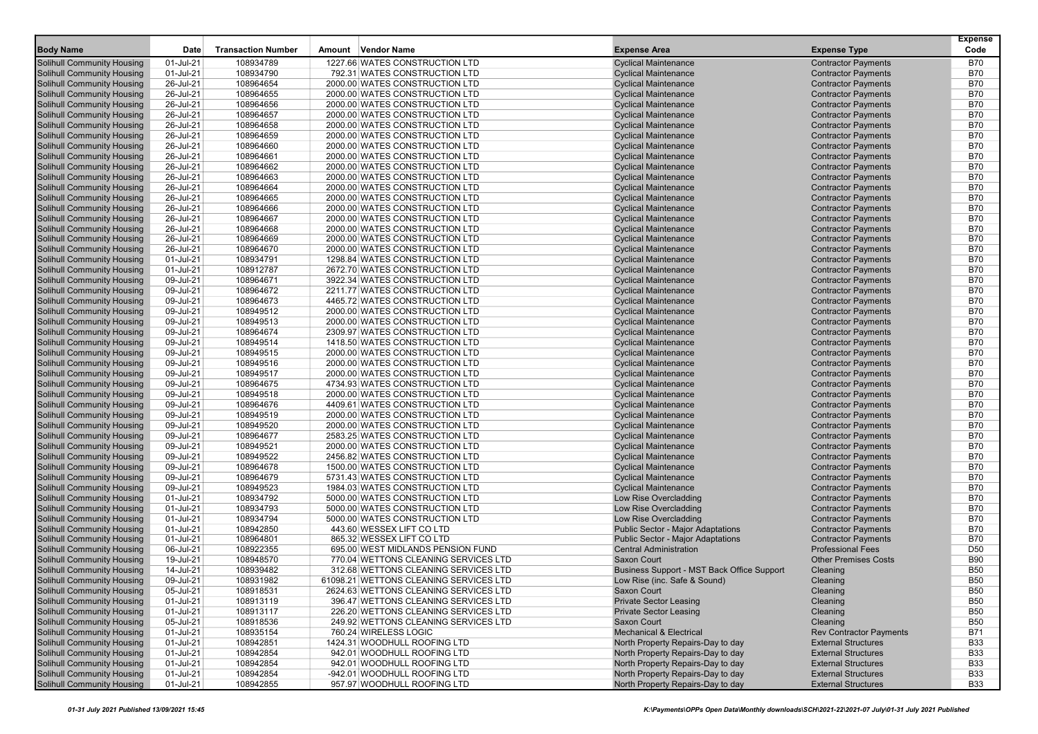| Body Name | Date | Transaction Number | Amount | Vendor Name | Expense Area | Expense Type | Expense Code |
|---|---|---|---|---|---|---|---|
| Solihull Community Housing | 01-Jul-21 | 108934789 | 1227.66 | WATES CONSTRUCTION LTD | Cyclical Maintenance | Contractor Payments | B70 |
| Solihull Community Housing | 01-Jul-21 | 108934790 | 792.31 | WATES CONSTRUCTION LTD | Cyclical Maintenance | Contractor Payments | B70 |
| Solihull Community Housing | 26-Jul-21 | 108964654 | 2000.00 | WATES CONSTRUCTION LTD | Cyclical Maintenance | Contractor Payments | B70 |
| Solihull Community Housing | 26-Jul-21 | 108964655 | 2000.00 | WATES CONSTRUCTION LTD | Cyclical Maintenance | Contractor Payments | B70 |
| Solihull Community Housing | 26-Jul-21 | 108964656 | 2000.00 | WATES CONSTRUCTION LTD | Cyclical Maintenance | Contractor Payments | B70 |
| Solihull Community Housing | 26-Jul-21 | 108964657 | 2000.00 | WATES CONSTRUCTION LTD | Cyclical Maintenance | Contractor Payments | B70 |
| Solihull Community Housing | 26-Jul-21 | 108964658 | 2000.00 | WATES CONSTRUCTION LTD | Cyclical Maintenance | Contractor Payments | B70 |
| Solihull Community Housing | 26-Jul-21 | 108964659 | 2000.00 | WATES CONSTRUCTION LTD | Cyclical Maintenance | Contractor Payments | B70 |
| Solihull Community Housing | 26-Jul-21 | 108964660 | 2000.00 | WATES CONSTRUCTION LTD | Cyclical Maintenance | Contractor Payments | B70 |
| Solihull Community Housing | 26-Jul-21 | 108964661 | 2000.00 | WATES CONSTRUCTION LTD | Cyclical Maintenance | Contractor Payments | B70 |
| Solihull Community Housing | 26-Jul-21 | 108964662 | 2000.00 | WATES CONSTRUCTION LTD | Cyclical Maintenance | Contractor Payments | B70 |
| Solihull Community Housing | 26-Jul-21 | 108964663 | 2000.00 | WATES CONSTRUCTION LTD | Cyclical Maintenance | Contractor Payments | B70 |
| Solihull Community Housing | 26-Jul-21 | 108964664 | 2000.00 | WATES CONSTRUCTION LTD | Cyclical Maintenance | Contractor Payments | B70 |
| Solihull Community Housing | 26-Jul-21 | 108964665 | 2000.00 | WATES CONSTRUCTION LTD | Cyclical Maintenance | Contractor Payments | B70 |
| Solihull Community Housing | 26-Jul-21 | 108964666 | 2000.00 | WATES CONSTRUCTION LTD | Cyclical Maintenance | Contractor Payments | B70 |
| Solihull Community Housing | 26-Jul-21 | 108964667 | 2000.00 | WATES CONSTRUCTION LTD | Cyclical Maintenance | Contractor Payments | B70 |
| Solihull Community Housing | 26-Jul-21 | 108964668 | 2000.00 | WATES CONSTRUCTION LTD | Cyclical Maintenance | Contractor Payments | B70 |
| Solihull Community Housing | 26-Jul-21 | 108964669 | 2000.00 | WATES CONSTRUCTION LTD | Cyclical Maintenance | Contractor Payments | B70 |
| Solihull Community Housing | 26-Jul-21 | 108964670 | 2000.00 | WATES CONSTRUCTION LTD | Cyclical Maintenance | Contractor Payments | B70 |
| Solihull Community Housing | 01-Jul-21 | 108934791 | 1298.84 | WATES CONSTRUCTION LTD | Cyclical Maintenance | Contractor Payments | B70 |
| Solihull Community Housing | 01-Jul-21 | 108912787 | 2672.70 | WATES CONSTRUCTION LTD | Cyclical Maintenance | Contractor Payments | B70 |
| Solihull Community Housing | 09-Jul-21 | 108964671 | 3922.34 | WATES CONSTRUCTION LTD | Cyclical Maintenance | Contractor Payments | B70 |
| Solihull Community Housing | 09-Jul-21 | 108964672 | 2211.77 | WATES CONSTRUCTION LTD | Cyclical Maintenance | Contractor Payments | B70 |
| Solihull Community Housing | 09-Jul-21 | 108964673 | 4465.72 | WATES CONSTRUCTION LTD | Cyclical Maintenance | Contractor Payments | B70 |
| Solihull Community Housing | 09-Jul-21 | 108949512 | 2000.00 | WATES CONSTRUCTION LTD | Cyclical Maintenance | Contractor Payments | B70 |
| Solihull Community Housing | 09-Jul-21 | 108949513 | 2000.00 | WATES CONSTRUCTION LTD | Cyclical Maintenance | Contractor Payments | B70 |
| Solihull Community Housing | 09-Jul-21 | 108964674 | 2309.97 | WATES CONSTRUCTION LTD | Cyclical Maintenance | Contractor Payments | B70 |
| Solihull Community Housing | 09-Jul-21 | 108949514 | 1418.50 | WATES CONSTRUCTION LTD | Cyclical Maintenance | Contractor Payments | B70 |
| Solihull Community Housing | 09-Jul-21 | 108949515 | 2000.00 | WATES CONSTRUCTION LTD | Cyclical Maintenance | Contractor Payments | B70 |
| Solihull Community Housing | 09-Jul-21 | 108949516 | 2000.00 | WATES CONSTRUCTION LTD | Cyclical Maintenance | Contractor Payments | B70 |
| Solihull Community Housing | 09-Jul-21 | 108949517 | 2000.00 | WATES CONSTRUCTION LTD | Cyclical Maintenance | Contractor Payments | B70 |
| Solihull Community Housing | 09-Jul-21 | 108964675 | 4734.93 | WATES CONSTRUCTION LTD | Cyclical Maintenance | Contractor Payments | B70 |
| Solihull Community Housing | 09-Jul-21 | 108949518 | 2000.00 | WATES CONSTRUCTION LTD | Cyclical Maintenance | Contractor Payments | B70 |
| Solihull Community Housing | 09-Jul-21 | 108964676 | 4409.61 | WATES CONSTRUCTION LTD | Cyclical Maintenance | Contractor Payments | B70 |
| Solihull Community Housing | 09-Jul-21 | 108949519 | 2000.00 | WATES CONSTRUCTION LTD | Cyclical Maintenance | Contractor Payments | B70 |
| Solihull Community Housing | 09-Jul-21 | 108949520 | 2000.00 | WATES CONSTRUCTION LTD | Cyclical Maintenance | Contractor Payments | B70 |
| Solihull Community Housing | 09-Jul-21 | 108964677 | 2583.25 | WATES CONSTRUCTION LTD | Cyclical Maintenance | Contractor Payments | B70 |
| Solihull Community Housing | 09-Jul-21 | 108949521 | 2000.00 | WATES CONSTRUCTION LTD | Cyclical Maintenance | Contractor Payments | B70 |
| Solihull Community Housing | 09-Jul-21 | 108949522 | 2456.82 | WATES CONSTRUCTION LTD | Cyclical Maintenance | Contractor Payments | B70 |
| Solihull Community Housing | 09-Jul-21 | 108964678 | 1500.00 | WATES CONSTRUCTION LTD | Cyclical Maintenance | Contractor Payments | B70 |
| Solihull Community Housing | 09-Jul-21 | 108964679 | 5731.43 | WATES CONSTRUCTION LTD | Cyclical Maintenance | Contractor Payments | B70 |
| Solihull Community Housing | 09-Jul-21 | 108949523 | 1984.03 | WATES CONSTRUCTION LTD | Cyclical Maintenance | Contractor Payments | B70 |
| Solihull Community Housing | 01-Jul-21 | 108934792 | 5000.00 | WATES CONSTRUCTION LTD | Low Rise Overcladding | Contractor Payments | B70 |
| Solihull Community Housing | 01-Jul-21 | 108934793 | 5000.00 | WATES CONSTRUCTION LTD | Low Rise Overcladding | Contractor Payments | B70 |
| Solihull Community Housing | 01-Jul-21 | 108934794 | 5000.00 | WATES CONSTRUCTION LTD | Low Rise Overcladding | Contractor Payments | B70 |
| Solihull Community Housing | 01-Jul-21 | 108942850 | 443.60 | WESSEX LIFT CO LTD | Public Sector - Major Adaptations | Contractor Payments | B70 |
| Solihull Community Housing | 01-Jul-21 | 108964801 | 865.32 | WESSEX LIFT CO LTD | Public Sector - Major Adaptations | Contractor Payments | B70 |
| Solihull Community Housing | 06-Jul-21 | 108922355 | 695.00 | WEST MIDLANDS PENSION FUND | Central Administration | Professional Fees | D50 |
| Solihull Community Housing | 19-Jul-21 | 108948570 | 770.04 | WETTONS CLEANING SERVICES LTD | Saxon Court | Other Premises Costs | B90 |
| Solihull Community Housing | 14-Jul-21 | 108939482 | 312.68 | WETTONS CLEANING SERVICES LTD | Business Support - MST Back Office Support | Cleaning | B50 |
| Solihull Community Housing | 09-Jul-21 | 108931982 | 61098.21 | WETTONS CLEANING SERVICES LTD | Low Rise (inc. Safe & Sound) | Cleaning | B50 |
| Solihull Community Housing | 05-Jul-21 | 108918531 | 2624.63 | WETTONS CLEANING SERVICES LTD | Saxon Court | Cleaning | B50 |
| Solihull Community Housing | 01-Jul-21 | 108913119 | 396.47 | WETTONS CLEANING SERVICES LTD | Private Sector Leasing | Cleaning | B50 |
| Solihull Community Housing | 01-Jul-21 | 108913117 | 226.20 | WETTONS CLEANING SERVICES LTD | Private Sector Leasing | Cleaning | B50 |
| Solihull Community Housing | 05-Jul-21 | 108918536 | 249.92 | WETTONS CLEANING SERVICES LTD | Saxon Court | Cleaning | B50 |
| Solihull Community Housing | 01-Jul-21 | 108935154 | 760.24 | WIRELESS LOGIC | Mechanical & Electrical | Rev Contractor Payments | B71 |
| Solihull Community Housing | 01-Jul-21 | 108942851 | 1424.31 | WOODHULL ROOFING LTD | North Property Repairs-Day to day | External Structures | B33 |
| Solihull Community Housing | 01-Jul-21 | 108942854 | 942.01 | WOODHULL ROOFING LTD | North Property Repairs-Day to day | External Structures | B33 |
| Solihull Community Housing | 01-Jul-21 | 108942854 | 942.01 | WOODHULL ROOFING LTD | North Property Repairs-Day to day | External Structures | B33 |
| Solihull Community Housing | 01-Jul-21 | 108942854 | -942.01 | WOODHULL ROOFING LTD | North Property Repairs-Day to day | External Structures | B33 |
| Solihull Community Housing | 01-Jul-21 | 108942855 | 957.97 | WOODHULL ROOFING LTD | North Property Repairs-Day to day | External Structures | B33 |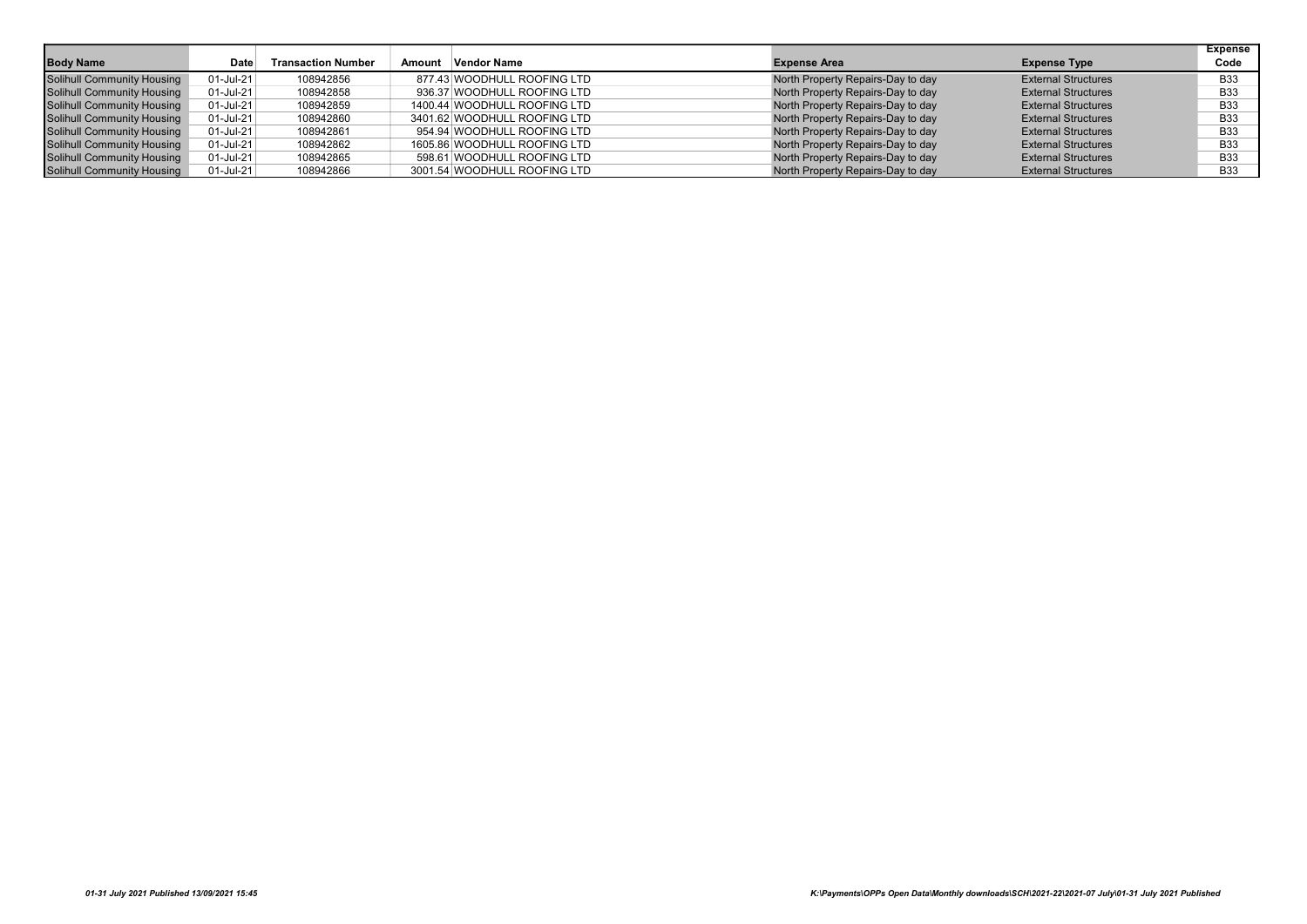| Body Name | Date | Transaction Number | Amount | Vendor Name | Expense Area | Expense Type | Expense Code |
|---|---|---|---|---|---|---|---|
| Solihull Community Housing | 01-Jul-21 | 108942856 | 877.43 | WOODHULL ROOFING LTD | North Property Repairs-Day to day | External Structures | B33 |
| Solihull Community Housing | 01-Jul-21 | 108942858 | 936.37 | WOODHULL ROOFING LTD | North Property Repairs-Day to day | External Structures | B33 |
| Solihull Community Housing | 01-Jul-21 | 108942859 | 1400.44 | WOODHULL ROOFING LTD | North Property Repairs-Day to day | External Structures | B33 |
| Solihull Community Housing | 01-Jul-21 | 108942860 | 3401.62 | WOODHULL ROOFING LTD | North Property Repairs-Day to day | External Structures | B33 |
| Solihull Community Housing | 01-Jul-21 | 108942861 | 954.94 | WOODHULL ROOFING LTD | North Property Repairs-Day to day | External Structures | B33 |
| Solihull Community Housing | 01-Jul-21 | 108942862 | 1605.86 | WOODHULL ROOFING LTD | North Property Repairs-Day to day | External Structures | B33 |
| Solihull Community Housing | 01-Jul-21 | 108942865 | 598.61 | WOODHULL ROOFING LTD | North Property Repairs-Day to day | External Structures | B33 |
| Solihull Community Housing | 01-Jul-21 | 108942866 | 3001.54 | WOODHULL ROOFING LTD | North Property Repairs-Day to day | External Structures | B33 |

*01-31 July 2021 Published 13/09/2021 15:45*

*K:\Payments\OPPs Open Data\Monthly downloads\SCH\2021-22\2021-07 July\01-31 July 2021 Published*